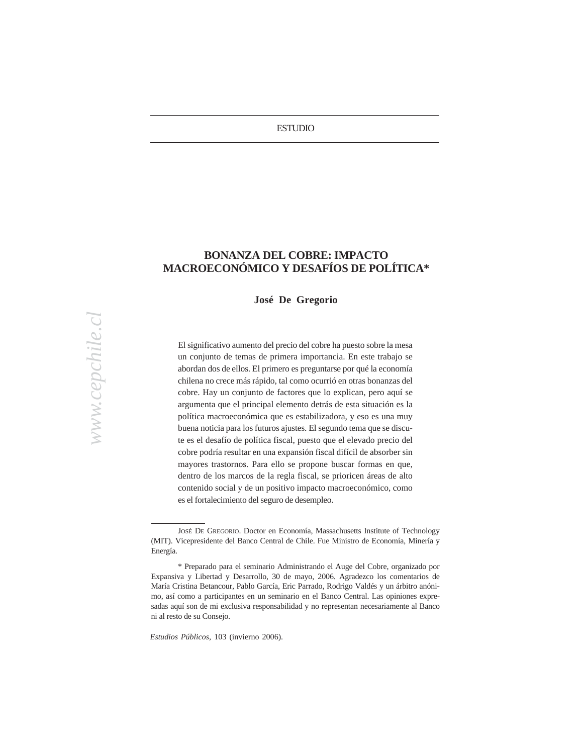ESTUDIO

# BONANZA DEL COBRE: IMPACTO MACROECONÓMICO Y DESAFÍOS DE POLÍTICA*

**José De Gregorio**

El significativo aumento del precio del cobre ha puesto sobre la mesa un conjunto de temas de primera importancia. En este trabajo se abordan dos de ellos. El primero es preguntarse por qué la economía chilena no crece más rápido, tal como ocurrió en otras bonanzas del cobre. Hay un conjunto de factores que lo explican, pero aquí se argumenta que el principal elemento detrás de esta situación es la política macroeconómica que es estabilizadora, y eso es una muy buena noticia para los futuros ajustes. El segundo tema que se discute es el desafío de política fiscal, puesto que el elevado precio del cobre podría resultar en una expansión fiscal difícil de absorber sin mayores trastornos. Para ello se propone buscar formas en que, dentro de los marcos de la regla fiscal, se prioricen áreas de alto contenido social y de un positivo impacto macroeconómico, como es el fortalecimiento del seguro de desempleo.

---

JOSÉ DE GREGORIO. Doctor en Economía, Massachusetts Institute of Technology (MIT). Vicepresidente del Banco Central de Chile. Fue Ministro de Economía, Minería y Energía.

* Preparado para el seminario Administrando el Auge del Cobre, organizado por Expansiva y Libertad y Desarrollo, 30 de mayo, 2006. Agradezco los comentarios de María Cristina Betancour, Pablo García, Eric Parrado, Rodrigo Valdés y un árbitro anónimo, así como a participantes en un seminario en el Banco Central. Las opiniones expresadas aquí son de mi exclusiva responsabilidad y no representan necesariamente al Banco ni al resto de su Consejo.

*Estudios Públicos*, 103 (invierno 2006).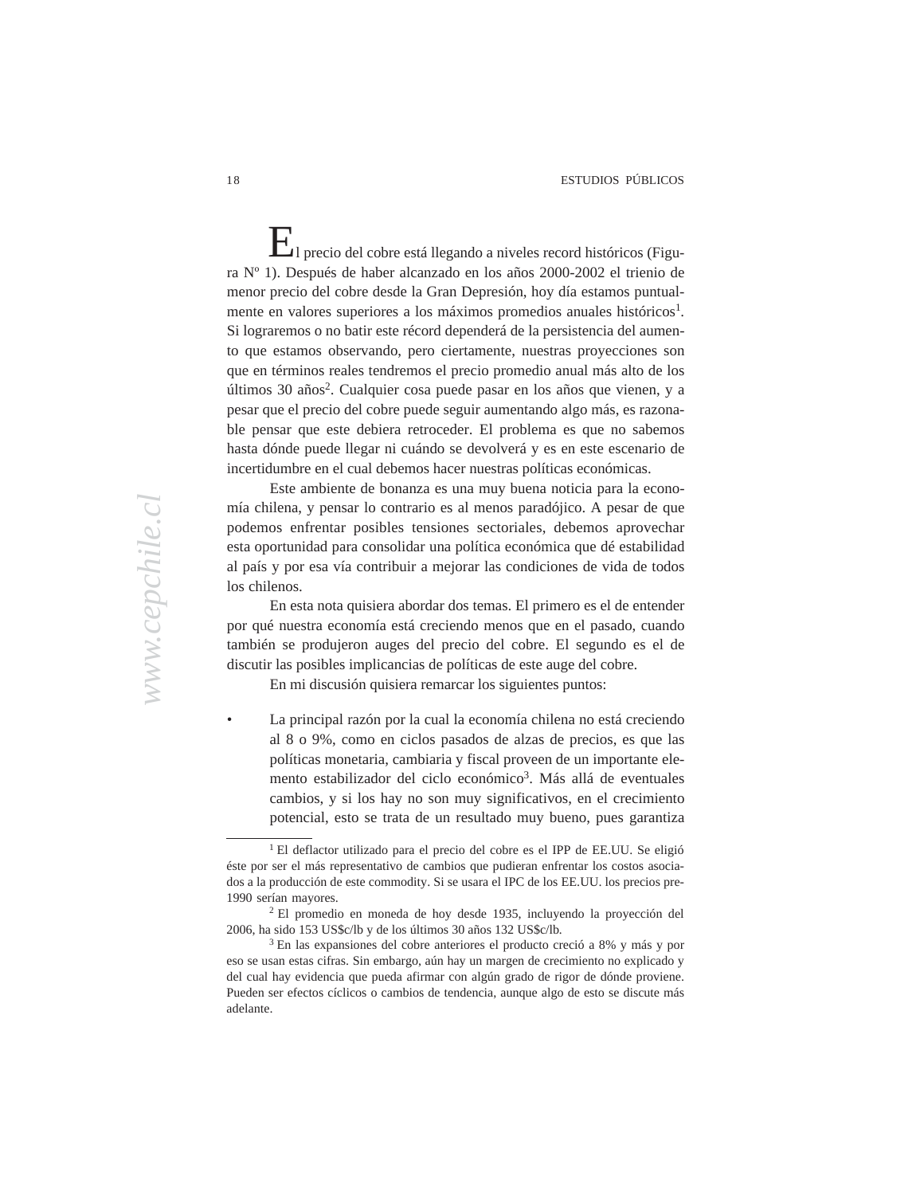El precio del cobre está llegando a niveles record históricos (Figura Nº 1). Después de haber alcanzado en los años 2000-2002 el trienio de menor precio del cobre desde la Gran Depresión, hoy día estamos puntualmente en valores superiores a los máximos promedios anuales históricos[1]. Si lograremos o no batir este récord dependerá de la persistencia del aumento que estamos observando, pero ciertamente, nuestras proyecciones son que en términos reales tendremos el precio promedio anual más alto de los últimos 30 años[2]. Cualquier cosa puede pasar en los años que vienen, y a pesar que el precio del cobre puede seguir aumentando algo más, es razonable pensar que este debiera retroceder. El problema es que no sabemos hasta dónde puede llegar ni cuándo se devolverá y es en este escenario de incertidumbre en el cual debemos hacer nuestras políticas económicas.

Este ambiente de bonanza es una muy buena noticia para la economía chilena, y pensar lo contrario es al menos paradójico. A pesar de que podemos enfrentar posibles tensiones sectoriales, debemos aprovechar esta oportunidad para consolidar una política económica que dé estabilidad al país y por esa vía contribuir a mejorar las condiciones de vida de todos los chilenos.

En esta nota quisiera abordar dos temas. El primero es el de entender por qué nuestra economía está creciendo menos que en el pasado, cuando también se produjeron auges del precio del cobre. El segundo es el de discutir las posibles implicancias de políticas de este auge del cobre.

En mi discusión quisiera remarcar los siguientes puntos:

- La principal razón por la cual la economía chilena no está creciendo al 8 o 9%, como en ciclos pasados de alzas de precios, es que las políticas monetaria, cambiaria y fiscal proveen de un importante elemento estabilizador del ciclo económico[3]. Más allá de eventuales cambios, y si los hay no son muy significativos, en el crecimiento potencial, esto se trata de un resultado muy bueno, pues garantiza

---

[1] El deflactor utilizado para el precio del cobre es el IPP de EE.UU. Se eligió éste por ser el más representativo de cambios que pudieran enfrentar los costos asociados a la producción de este commodity. Si se usara el IPC de los EE.UU. los precios pre-1990 serían mayores.

[2] El promedio en moneda de hoy desde 1935, incluyendo la proyección del 2006, ha sido 153 US$c/lb y de los últimos 30 años 132 US$c/lb.

[3] En las expansiones del cobre anteriores el producto creció a 8% y más y por eso se usan estas cifras. Sin embargo, aún hay un margen de crecimiento no explicado y del cual hay evidencia que pueda afirmar con algún grado de rigor de dónde proviene. Pueden ser efectos cíclicos o cambios de tendencia, aunque algo de esto se discute más adelante.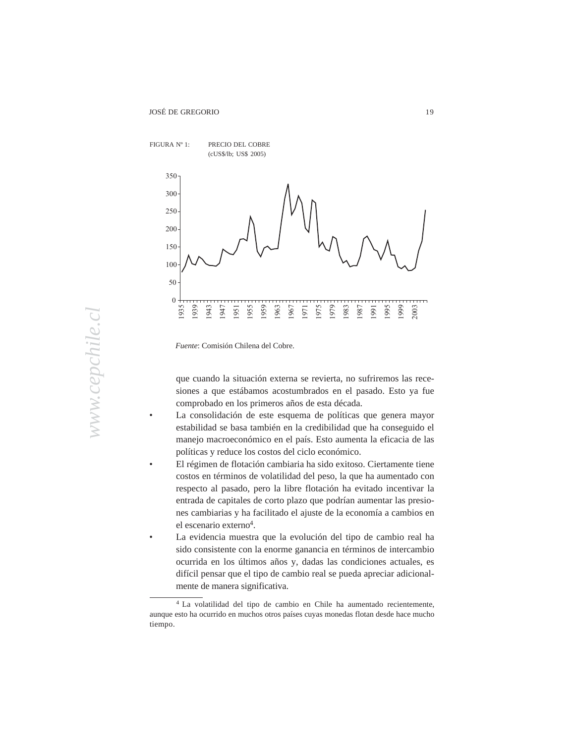FIGURA Nº 1: PRECIO DEL COBRE (cUS$/lb; US$ 2005)

*Fuente*: Comisión Chilena del Cobre.

que cuando la situación externa se revierta, no sufriremos las recesiones a que estábamos acostumbrados en el pasado. Esto ya fue comprobado en los primeros años de esta década.

- La consolidación de este esquema de políticas que genera mayor estabilidad se basa también en la credibilidad que ha conseguido el manejo macroeconómico en el país. Esto aumenta la eficacia de las políticas y reduce los costos del ciclo económico.
- El régimen de flotación cambiaria ha sido exitoso. Ciertamente tiene costos en términos de volatilidad del peso, la que ha aumentado con respecto al pasado, pero la libre flotación ha evitado incentivar la entrada de capitales de corto plazo que podrían aumentar las presiones cambiarias y ha facilitado el ajuste de la economía a cambios en el escenario externo[4].
- La evidencia muestra que la evolución del tipo de cambio real ha sido consistente con la enorme ganancia en términos de intercambio ocurrida en los últimos años y, dadas las condiciones actuales, es difícil pensar que el tipo de cambio real se pueda apreciar adicionalmente de manera significativa.

[4] La volatilidad del tipo de cambio en Chile ha aumentado recientemente, aunque esto ha ocurrido en muchos otros países cuyas monedas flotan desde hace mucho tiempo.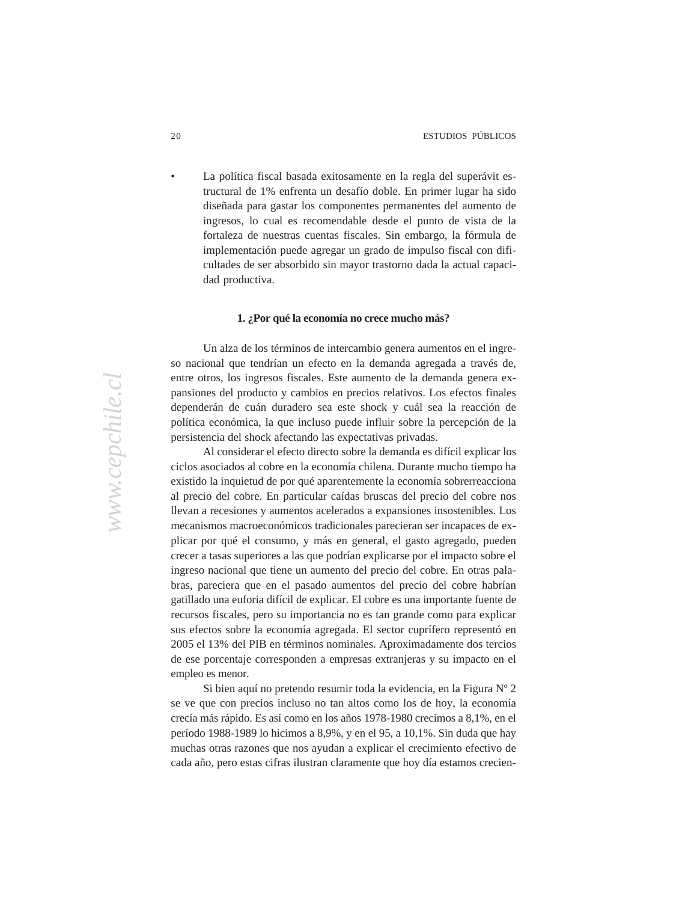- La política fiscal basada exitosamente en la regla del superávit estructural de 1% enfrenta un desafío doble. En primer lugar ha sido diseñada para gastar los componentes permanentes del aumento de ingresos, lo cual es recomendable desde el punto de vista de la fortaleza de nuestras cuentas fiscales. Sin embargo, la fórmula de implementación puede agregar un grado de impulso fiscal con dificultades de ser absorbido sin mayor trastorno dada la actual capacidad productiva.

### 1. ¿Por qué la economía no crece mucho más?

Un alza de los términos de intercambio genera aumentos en el ingreso nacional que tendrían un efecto en la demanda agregada a través de, entre otros, los ingresos fiscales. Este aumento de la demanda genera expansiones del producto y cambios en precios relativos. Los efectos finales dependerán de cuán duradero sea este shock y cuál sea la reacción de política económica, la que incluso puede influir sobre la percepción de la persistencia del shock afectando las expectativas privadas.

Al considerar el efecto directo sobre la demanda es difícil explicar los ciclos asociados al cobre en la economía chilena. Durante mucho tiempo ha existido la inquietud de por qué aparentemente la economía sobrerreacciona al precio del cobre. En particular caídas bruscas del precio del cobre nos llevan a recesiones y aumentos acelerados a expansiones insostenibles. Los mecanismos macroeconómicos tradicionales parecieran ser incapaces de explicar por qué el consumo, y más en general, el gasto agregado, pueden crecer a tasas superiores a las que podrían explicarse por el impacto sobre el ingreso nacional que tiene un aumento del precio del cobre. En otras palabras, pareciera que en el pasado aumentos del precio del cobre habrían gatillado una euforia difícil de explicar. El cobre es una importante fuente de recursos fiscales, pero su importancia no es tan grande como para explicar sus efectos sobre la economía agregada. El sector cuprífero representó en 2005 el 13% del PIB en términos nominales. Aproximadamente dos tercios de ese porcentaje corresponden a empresas extranjeras y su impacto en el empleo es menor.

Si bien aquí no pretendo resumir toda la evidencia, en la Figura Nº 2 se ve que con precios incluso no tan altos como los de hoy, la economía crecía más rápido. Es así como en los años 1978-1980 crecimos a 8,1%, en el período 1988-1989 lo hicimos a 8,9%, y en el 95, a 10,1%. Sin duda que hay muchas otras razones que nos ayudan a explicar el crecimiento efectivo de cada año, pero estas cifras ilustran claramente que hoy día estamos crecien-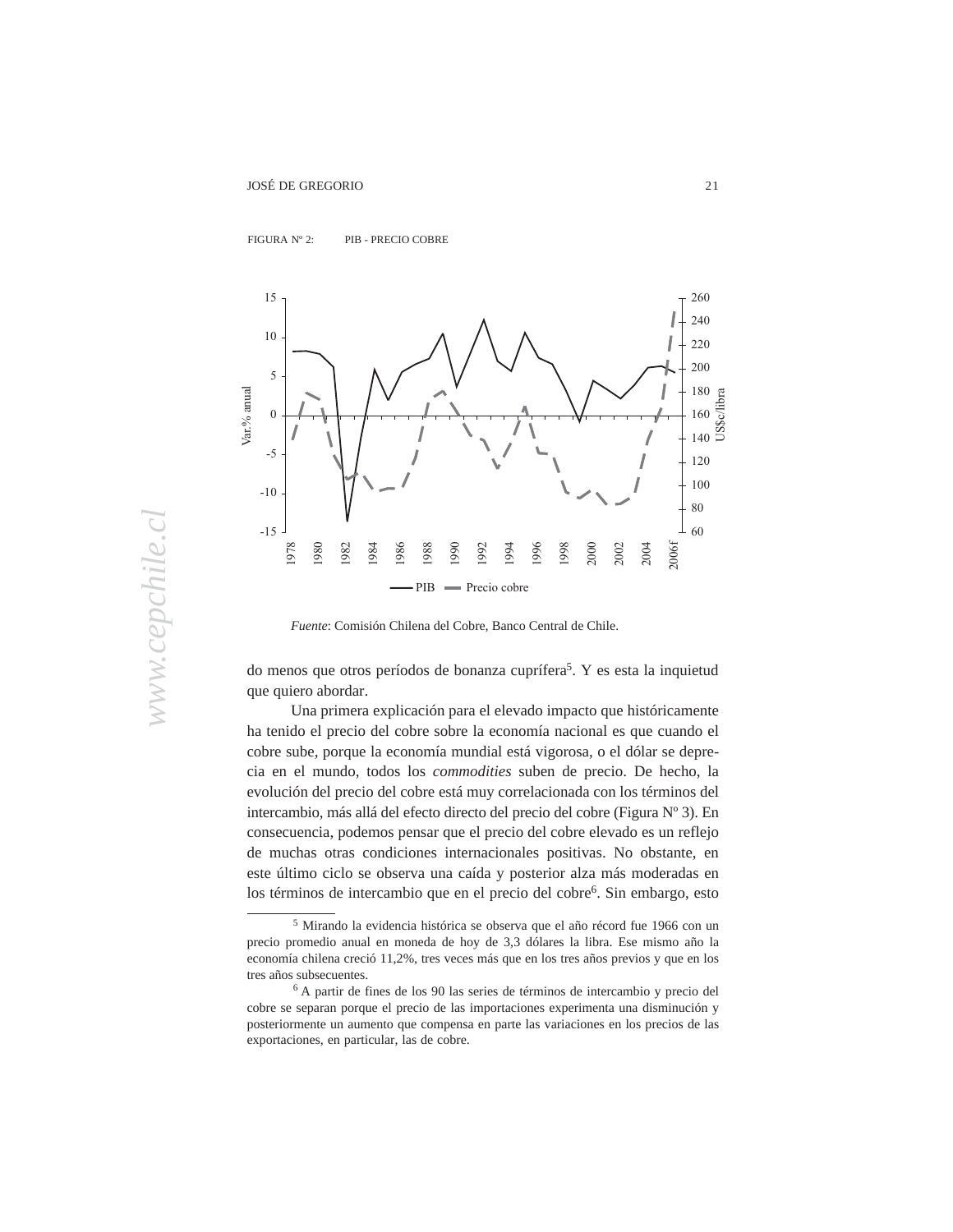FIGURA Nº 2: PIB - PRECIO COBRE

*Fuente*: Comisión Chilena del Cobre, Banco Central de Chile.

do menos que otros períodos de bonanza cuprífera[5]. Y es esta la inquietud que quiero abordar.

Una primera explicación para el elevado impacto que históricamente ha tenido el precio del cobre sobre la economía nacional es que cuando el cobre sube, porque la economía mundial está vigorosa, o el dólar se deprecia en el mundo, todos los *commodities* suben de precio. De hecho, la evolución del precio del cobre está muy correlacionada con los términos del intercambio, más allá del efecto directo del precio del cobre (Figura Nº 3). En consecuencia, podemos pensar que el precio del cobre elevado es un reflejo de muchas otras condiciones internacionales positivas. No obstante, en este último ciclo se observa una caída y posterior alza más moderadas en los términos de intercambio que en el precio del cobre[6]. Sin embargo, esto

[5] Mirando la evidencia histórica se observa que el año récord fue 1966 con un precio promedio anual en moneda de hoy de 3,3 dólares la libra. Ese mismo año la economía chilena creció 11,2%, tres veces más que en los tres años previos y que en los tres años subsecuentes.

[6] A partir de fines de los 90 las series de términos de intercambio y precio del cobre se separan porque el precio de las importaciones experimenta una disminución y posteriormente un aumento que compensa en parte las variaciones en los precios de las exportaciones, en particular, las de cobre.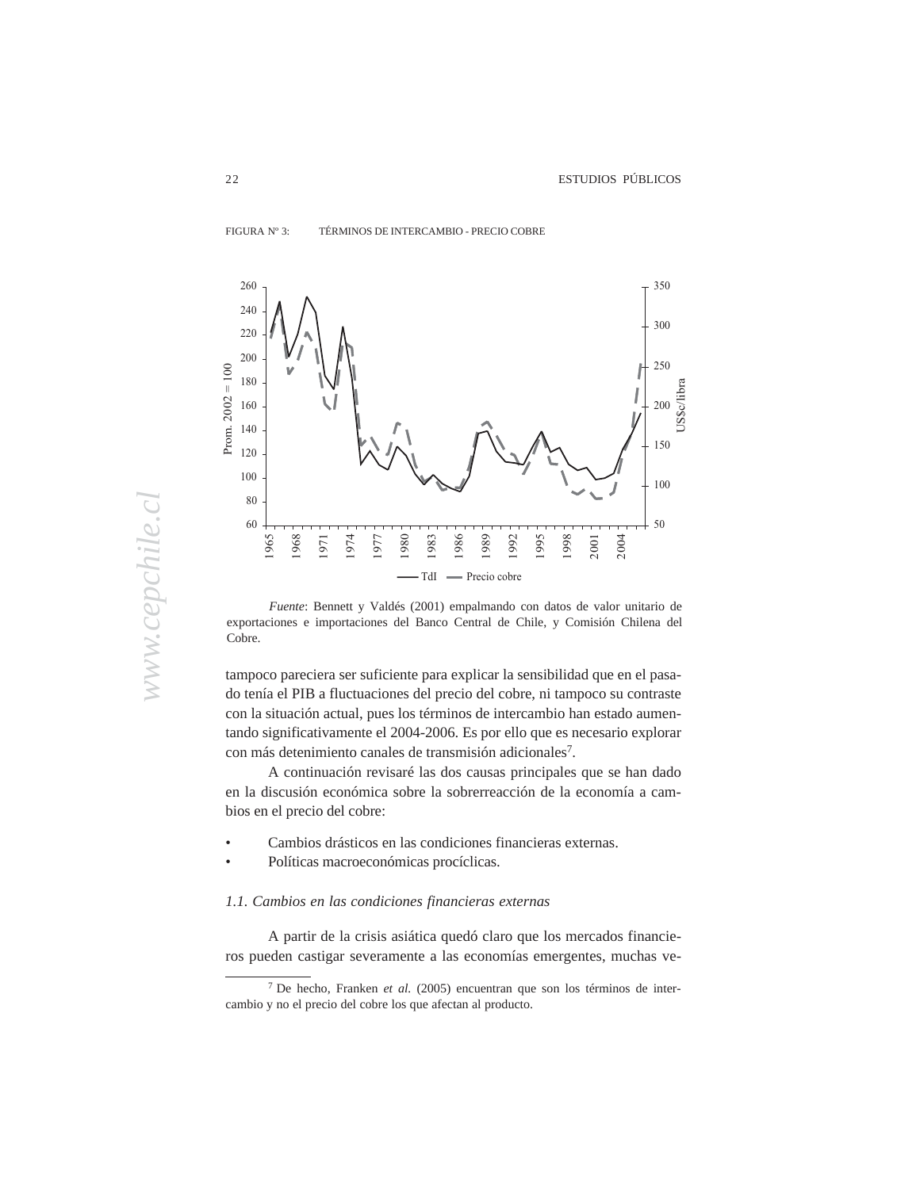FIGURA Nº 3: TÉRMINOS DE INTERCAMBIO - PRECIO COBRE

*Fuente*: Bennett y Valdés (2001) empalmando con datos de valor unitario de exportaciones e importaciones del Banco Central de Chile, y Comisión Chilena del Cobre.

tampoco pareciera ser suficiente para explicar la sensibilidad que en el pasado tenía el PIB a fluctuaciones del precio del cobre, ni tampoco su contraste con la situación actual, pues los términos de intercambio han estado aumentando significativamente el 2004-2006. Es por ello que es necesario explorar con más detenimiento canales de transmisión adicionales[7].

A continuación revisaré las dos causas principales que se han dado en la discusión económica sobre la sobrerreacción de la economía a cambios en el precio del cobre:

- Cambios drásticos en las condiciones financieras externas.
- Políticas macroeconómicas procíclicas.

### *1.1. Cambios en las condiciones financieras externas*

A partir de la crisis asiática quedó claro que los mercados financieros pueden castigar severamente a las economías emergentes, muchas ve-

[7] De hecho, Franken *et al.* (2005) encuentran que son los términos de intercambio y no el precio del cobre los que afectan al producto.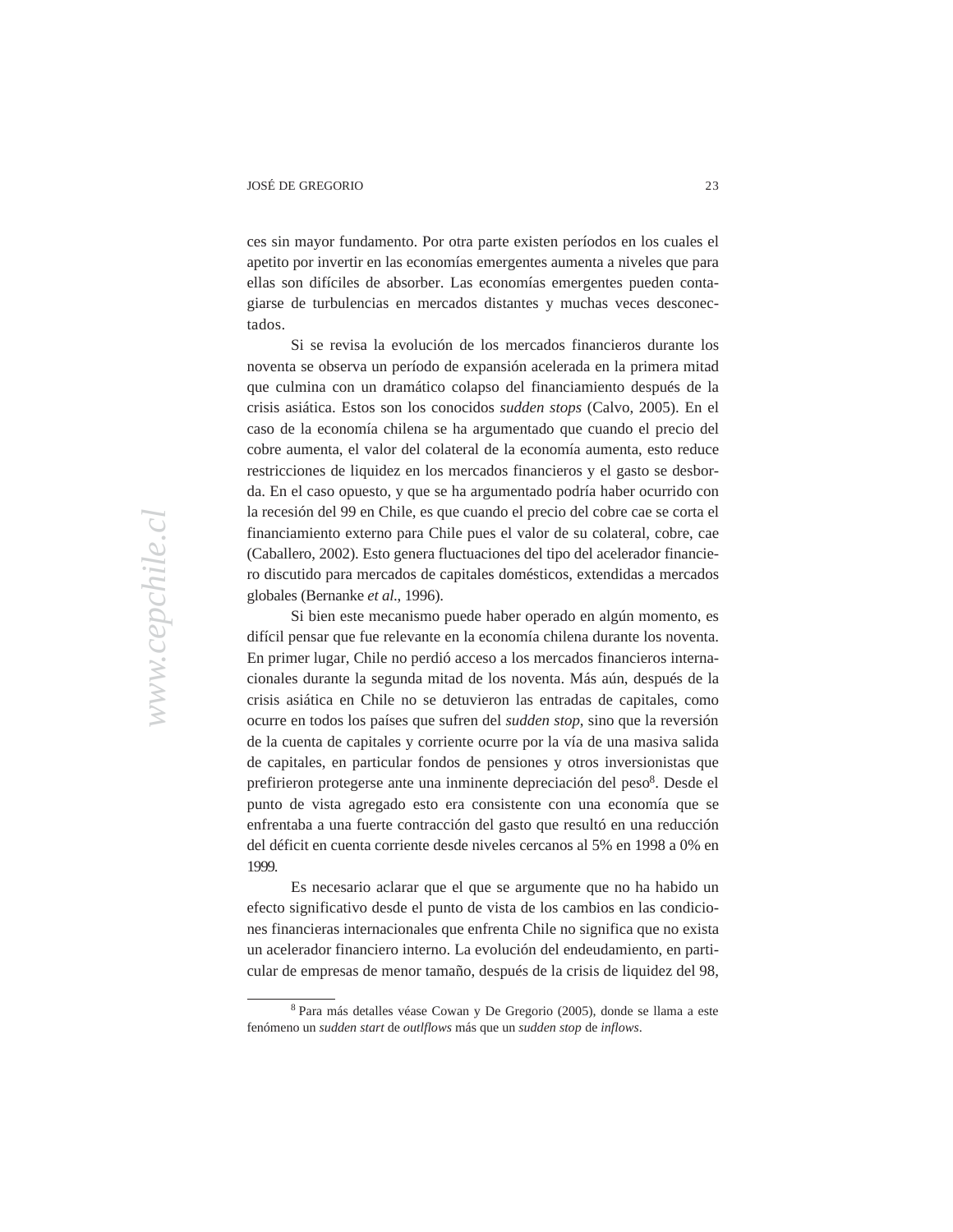ces sin mayor fundamento. Por otra parte existen períodos en los cuales el apetito por invertir en las economías emergentes aumenta a niveles que para ellas son difíciles de absorber. Las economías emergentes pueden contagiarse de turbulencias en mercados distantes y muchas veces desconectados.

Si se revisa la evolución de los mercados financieros durante los noventa se observa un período de expansión acelerada en la primera mitad que culmina con un dramático colapso del financiamiento después de la crisis asiática. Estos son los conocidos *sudden stops* (Calvo, 2005). En el caso de la economía chilena se ha argumentado que cuando el precio del cobre aumenta, el valor del colateral de la economía aumenta, esto reduce restricciones de liquidez en los mercados financieros y el gasto se desborda. En el caso opuesto, y que se ha argumentado podría haber ocurrido con la recesión del 99 en Chile, es que cuando el precio del cobre cae se corta el financiamiento externo para Chile pues el valor de su colateral, cobre, cae (Caballero, 2002). Esto genera fluctuaciones del tipo del acelerador financiero discutido para mercados de capitales domésticos, extendidas a mercados globales (Bernanke *et al*., 1996).

Si bien este mecanismo puede haber operado en algún momento, es difícil pensar que fue relevante en la economía chilena durante los noventa. En primer lugar, Chile no perdió acceso a los mercados financieros internacionales durante la segunda mitad de los noventa. Más aún, después de la crisis asiática en Chile no se detuvieron las entradas de capitales, como ocurre en todos los países que sufren del *sudden stop*, sino que la reversión de la cuenta de capitales y corriente ocurre por la vía de una masiva salida de capitales, en particular fondos de pensiones y otros inversionistas que prefirieron protegerse ante una inminente depreciación del peso[8]. Desde el punto de vista agregado esto era consistente con una economía que se enfrentaba a una fuerte contracción del gasto que resultó en una reducción del déficit en cuenta corriente desde niveles cercanos al 5% en 1998 a 0% en 1999.

Es necesario aclarar que el que se argumente que no ha habido un efecto significativo desde el punto de vista de los cambios en las condiciones financieras internacionales que enfrenta Chile no significa que no exista un acelerador financiero interno. La evolución del endeudamiento, en particular de empresas de menor tamaño, después de la crisis de liquidez del 98,

[8] Para más detalles véase Cowan y De Gregorio (2005), donde se llama a este fenómeno un *sudden start* de *outlflows* más que un *sudden stop* de *inflows*.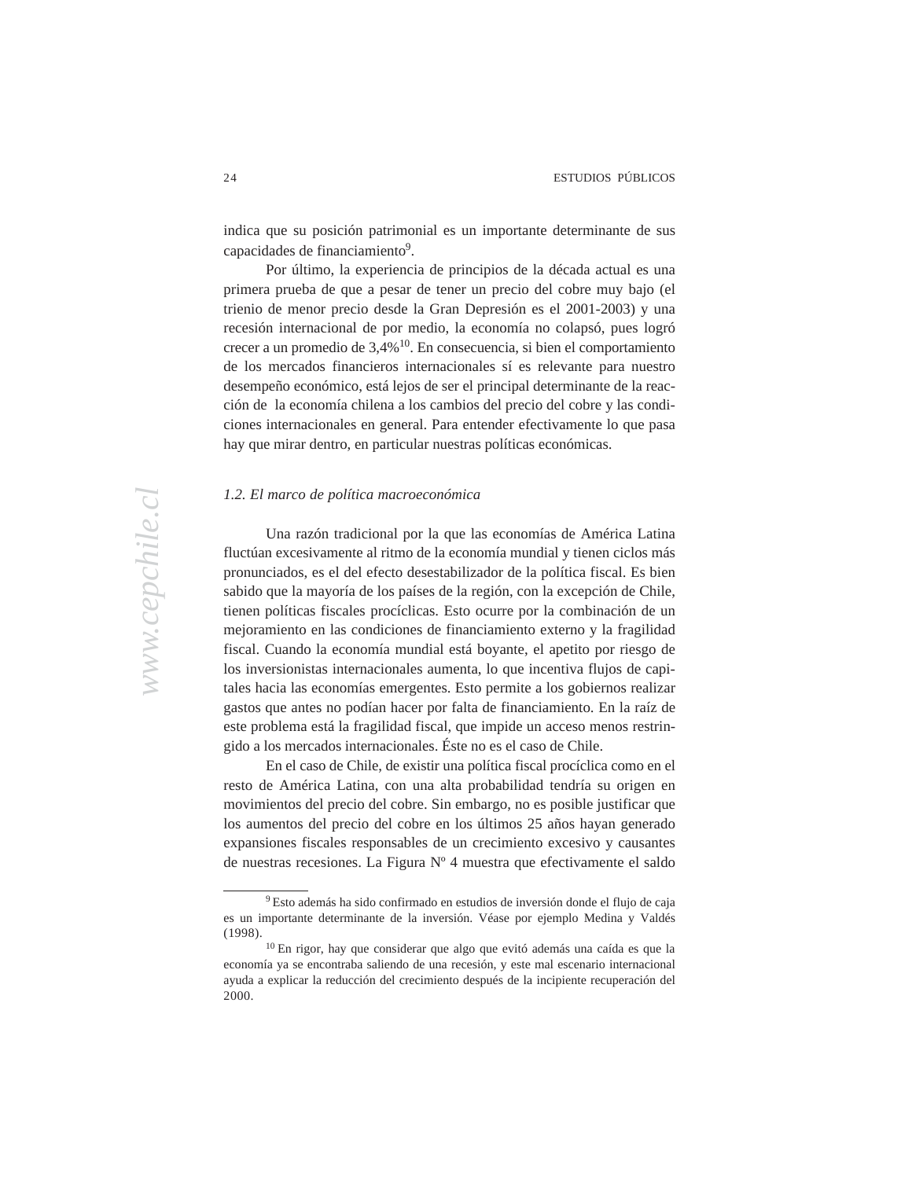indica que su posición patrimonial es un importante determinante de sus capacidades de financiamiento[9].

Por último, la experiencia de principios de la década actual es una primera prueba de que a pesar de tener un precio del cobre muy bajo (el trienio de menor precio desde la Gran Depresión es el 2001-2003) y una recesión internacional de por medio, la economía no colapsó, pues logró crecer a un promedio de 3,4%[10]. En consecuencia, si bien el comportamiento de los mercados financieros internacionales sí es relevante para nuestro desempeño económico, está lejos de ser el principal determinante de la reacción de la economía chilena a los cambios del precio del cobre y las condiciones internacionales en general. Para entender efectivamente lo que pasa hay que mirar dentro, en particular nuestras políticas económicas.

### *1.2. El marco de política macroeconómica*

Una razón tradicional por la que las economías de América Latina fluctúan excesivamente al ritmo de la economía mundial y tienen ciclos más pronunciados, es el del efecto desestabilizador de la política fiscal. Es bien sabido que la mayoría de los países de la región, con la excepción de Chile, tienen políticas fiscales procíclicas. Esto ocurre por la combinación de un mejoramiento en las condiciones de financiamiento externo y la fragilidad fiscal. Cuando la economía mundial está boyante, el apetito por riesgo de los inversionistas internacionales aumenta, lo que incentiva flujos de capitales hacia las economías emergentes. Esto permite a los gobiernos realizar gastos que antes no podían hacer por falta de financiamiento. En la raíz de este problema está la fragilidad fiscal, que impide un acceso menos restringido a los mercados internacionales. Éste no es el caso de Chile.

En el caso de Chile, de existir una política fiscal procíclica como en el resto de América Latina, con una alta probabilidad tendría su origen en movimientos del precio del cobre. Sin embargo, no es posible justificar que los aumentos del precio del cobre en los últimos 25 años hayan generado expansiones fiscales responsables de un crecimiento excesivo y causantes de nuestras recesiones. La Figura Nº 4 muestra que efectivamente el saldo

---

[9] Esto además ha sido confirmado en estudios de inversión donde el flujo de caja es un importante determinante de la inversión. Véase por ejemplo Medina y Valdés (1998).

[10] En rigor, hay que considerar que algo que evitó además una caída es que la economía ya se encontraba saliendo de una recesión, y este mal escenario internacional ayuda a explicar la reducción del crecimiento después de la incipiente recuperación del 2000.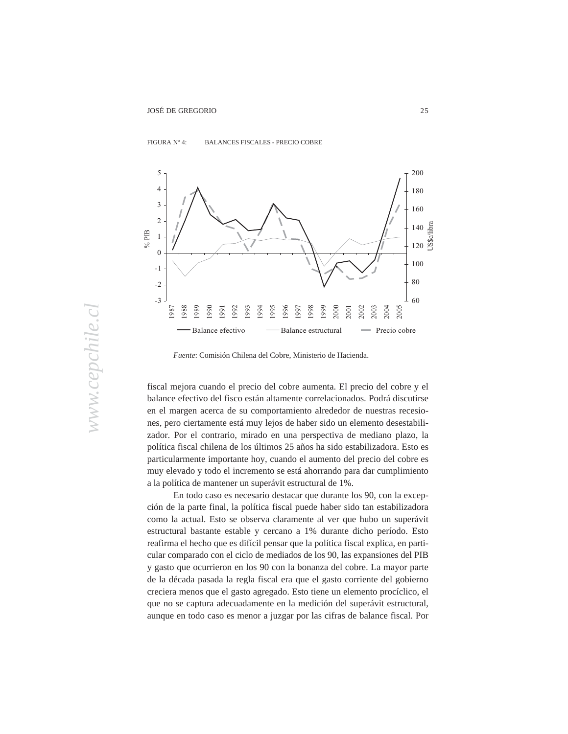FIGURA Nº 4: BALANCES FISCALES - PRECIO COBRE

*Fuente*: Comisión Chilena del Cobre, Ministerio de Hacienda.

fiscal mejora cuando el precio del cobre aumenta. El precio del cobre y el balance efectivo del fisco están altamente correlacionados. Podrá discutirse en el margen acerca de su comportamiento alrededor de nuestras recesiones, pero ciertamente está muy lejos de haber sido un elemento desestabilizador. Por el contrario, mirado en una perspectiva de mediano plazo, la política fiscal chilena de los últimos 25 años ha sido estabilizadora. Esto es particularmente importante hoy, cuando el aumento del precio del cobre es muy elevado y todo el incremento se está ahorrando para dar cumplimiento a la política de mantener un superávit estructural de 1%.

En todo caso es necesario destacar que durante los 90, con la excepción de la parte final, la política fiscal puede haber sido tan estabilizadora como la actual. Esto se observa claramente al ver que hubo un superávit estructural bastante estable y cercano a 1% durante dicho período. Esto reafirma el hecho que es difícil pensar que la política fiscal explica, en particular comparado con el ciclo de mediados de los 90, las expansiones del PIB y gasto que ocurrieron en los 90 con la bonanza del cobre. La mayor parte de la década pasada la regla fiscal era que el gasto corriente del gobierno creciera menos que el gasto agregado. Esto tiene un elemento procíclico, el que no se captura adecuadamente en la medición del superávit estructural, aunque en todo caso es menor a juzgar por las cifras de balance fiscal. Por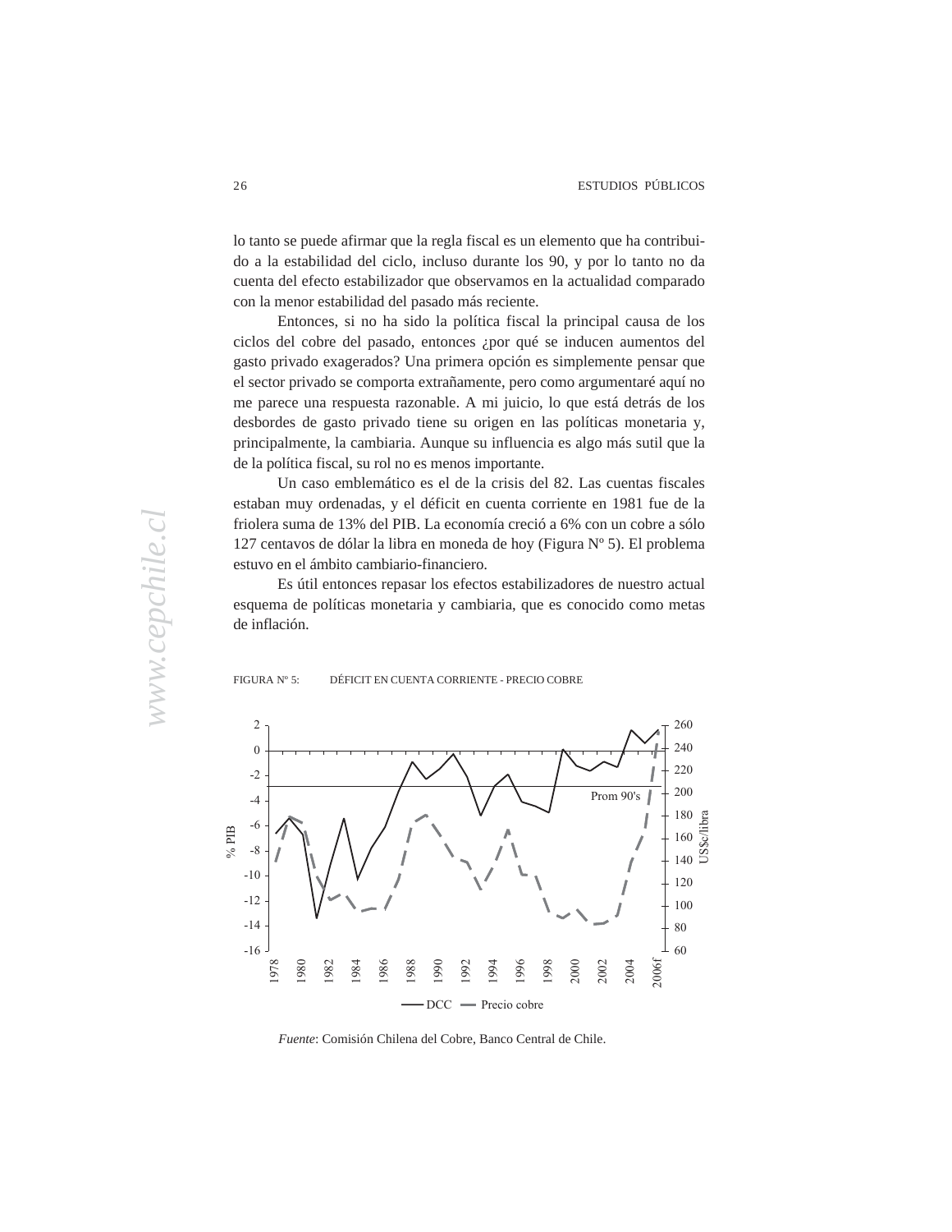lo tanto se puede afirmar que la regla fiscal es un elemento que ha contribuido a la estabilidad del ciclo, incluso durante los 90, y por lo tanto no da cuenta del efecto estabilizador que observamos en la actualidad comparado con la menor estabilidad del pasado más reciente.

Entonces, si no ha sido la política fiscal la principal causa de los ciclos del cobre del pasado, entonces ¿por qué se inducen aumentos del gasto privado exagerados? Una primera opción es simplemente pensar que el sector privado se comporta extrañamente, pero como argumentaré aquí no me parece una respuesta razonable. A mi juicio, lo que está detrás de los desbordes de gasto privado tiene su origen en las políticas monetaria y, principalmente, la cambiaria. Aunque su influencia es algo más sutil que la de la política fiscal, su rol no es menos importante.

Un caso emblemático es el de la crisis del 82. Las cuentas fiscales estaban muy ordenadas, y el déficit en cuenta corriente en 1981 fue de la friolera suma de 13% del PIB. La economía creció a 6% con un cobre a sólo 127 centavos de dólar la libra en moneda de hoy (Figura Nº 5). El problema estuvo en el ámbito cambiario-financiero.

Es útil entonces repasar los efectos estabilizadores de nuestro actual esquema de políticas monetaria y cambiaria, que es conocido como metas de inflación.

FIGURA Nº 5: DÉFICIT EN CUENTA CORRIENTE - PRECIO COBRE

*Fuente*: Comisión Chilena del Cobre, Banco Central de Chile.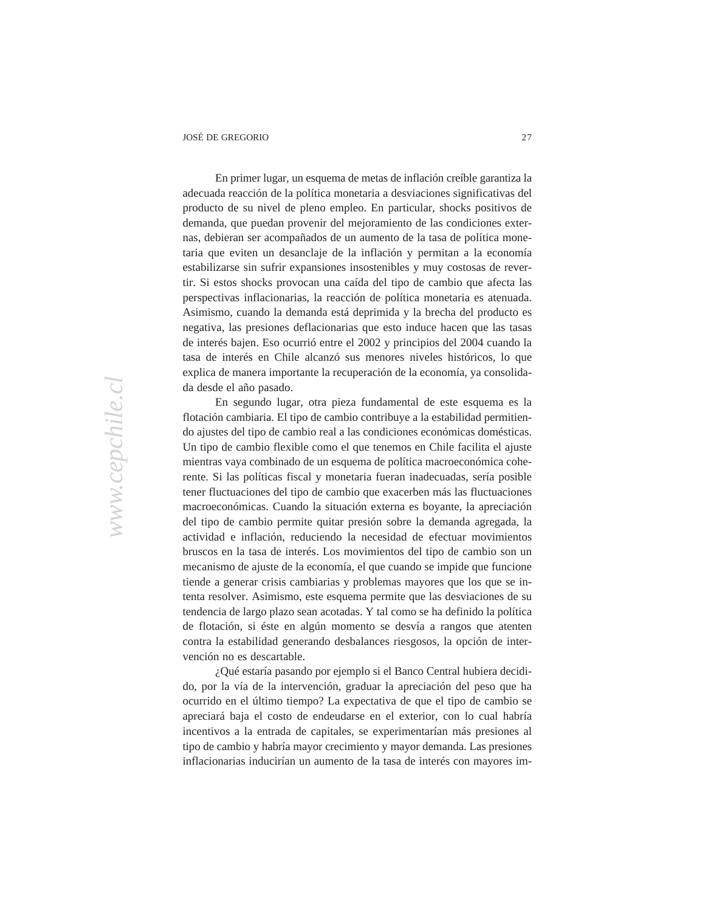En primer lugar, un esquema de metas de inflación creíble garantiza la adecuada reacción de la política monetaria a desviaciones significativas del producto de su nivel de pleno empleo. En particular, shocks positivos de demanda, que puedan provenir del mejoramiento de las condiciones externas, debieran ser acompañados de un aumento de la tasa de política monetaria que eviten un desanclaje de la inflación y permitan a la economía estabilizarse sin sufrir expansiones insostenibles y muy costosas de revertir. Si estos shocks provocan una caída del tipo de cambio que afecta las perspectivas inflacionarias, la reacción de política monetaria es atenuada. Asimismo, cuando la demanda está deprimida y la brecha del producto es negativa, las presiones deflacionarias que esto induce hacen que las tasas de interés bajen. Eso ocurrió entre el 2002 y principios del 2004 cuando la tasa de interés en Chile alcanzó sus menores niveles históricos, lo que explica de manera importante la recuperación de la economía, ya consolidada desde el año pasado.

En segundo lugar, otra pieza fundamental de este esquema es la flotación cambiaria. El tipo de cambio contribuye a la estabilidad permitiendo ajustes del tipo de cambio real a las condiciones económicas domésticas. Un tipo de cambio flexible como el que tenemos en Chile facilita el ajuste mientras vaya combinado de un esquema de política macroeconómica coherente. Si las políticas fiscal y monetaria fueran inadecuadas, sería posible tener fluctuaciones del tipo de cambio que exacerben más las fluctuaciones macroeconómicas. Cuando la situación externa es boyante, la apreciación del tipo de cambio permite quitar presión sobre la demanda agregada, la actividad e inflación, reduciendo la necesidad de efectuar movimientos bruscos en la tasa de interés. Los movimientos del tipo de cambio son un mecanismo de ajuste de la economía, el que cuando se impide que funcione tiende a generar crisis cambiarias y problemas mayores que los que se intenta resolver. Asimismo, este esquema permite que las desviaciones de su tendencia de largo plazo sean acotadas. Y tal como se ha definido la política de flotación, si éste en algún momento se desvía a rangos que atenten contra la estabilidad generando desbalances riesgosos, la opción de intervención no es descartable.

¿Qué estaría pasando por ejemplo si el Banco Central hubiera decidido, por la vía de la intervención, graduar la apreciación del peso que ha ocurrido en el último tiempo? La expectativa de que el tipo de cambio se apreciará baja el costo de endeudarse en el exterior, con lo cual habría incentivos a la entrada de capitales, se experimentarían más presiones al tipo de cambio y habría mayor crecimiento y mayor demanda. Las presiones inflacionarias inducirían un aumento de la tasa de interés con mayores im-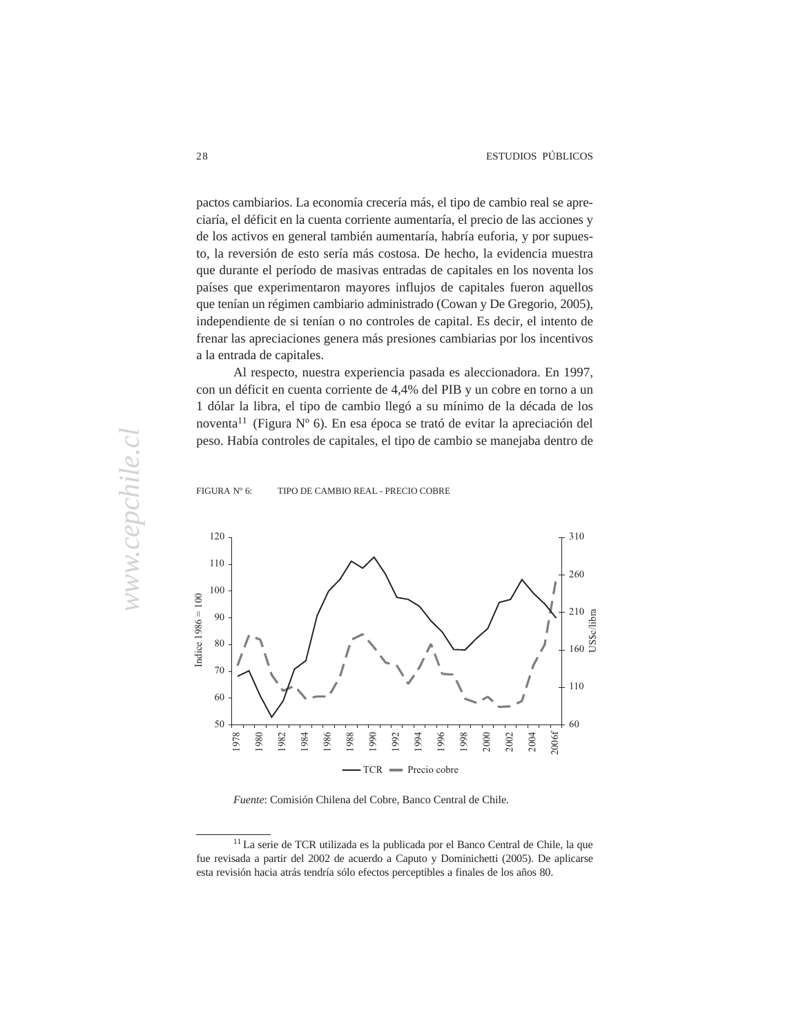pactos cambiarios. La economía crecería más, el tipo de cambio real se apreciaría, el déficit en la cuenta corriente aumentaría, el precio de las acciones y de los activos en general también aumentaría, habría euforia, y por supuesto, la reversión de esto sería más costosa. De hecho, la evidencia muestra que durante el período de masivas entradas de capitales en los noventa los países que experimentaron mayores influjos de capitales fueron aquellos que tenían un régimen cambiario administrado (Cowan y De Gregorio, 2005), independiente de si tenían o no controles de capital. Es decir, el intento de frenar las apreciaciones genera más presiones cambiarias por los incentivos a la entrada de capitales.

Al respecto, nuestra experiencia pasada es aleccionadora. En 1997, con un déficit en cuenta corriente de 4,4% del PIB y un cobre en torno a un 1 dólar la libra, el tipo de cambio llegó a su mínimo de la década de los noventa[11] (Figura Nº 6). En esa época se trató de evitar la apreciación del peso. Había controles de capitales, el tipo de cambio se manejaba dentro de

FIGURA Nº 6: TIPO DE CAMBIO REAL - PRECIO COBRE

*Fuente*: Comisión Chilena del Cobre, Banco Central de Chile.

[11] La serie de TCR utilizada es la publicada por el Banco Central de Chile, la que fue revisada a partir del 2002 de acuerdo a Caputo y Dominichetti (2005). De aplicarse esta revisión hacia atrás tendría sólo efectos perceptibles a finales de los años 80.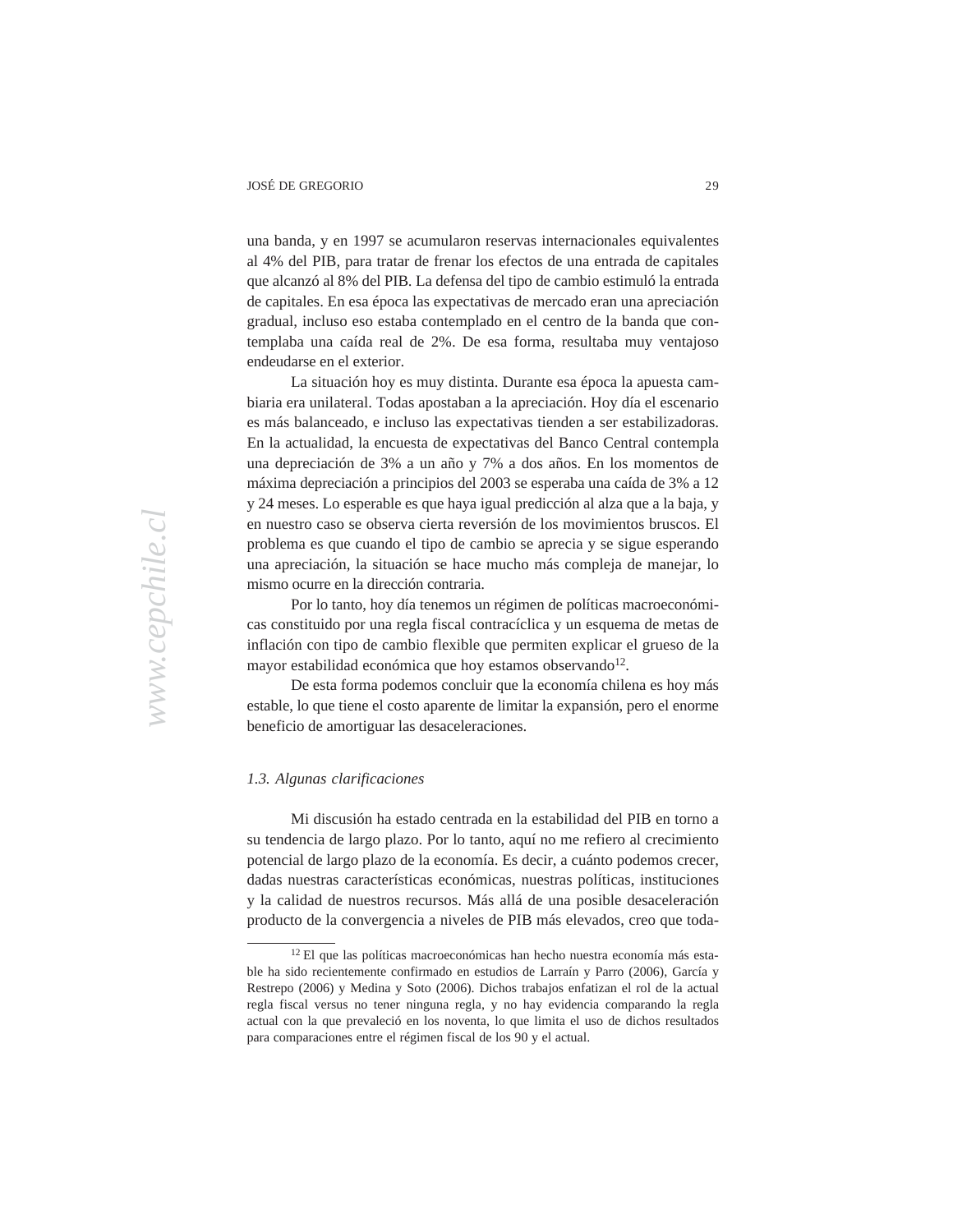una banda, y en 1997 se acumularon reservas internacionales equivalentes al 4% del PIB, para tratar de frenar los efectos de una entrada de capitales que alcanzó al 8% del PIB. La defensa del tipo de cambio estimuló la entrada de capitales. En esa época las expectativas de mercado eran una apreciación gradual, incluso eso estaba contemplado en el centro de la banda que contemplaba una caída real de 2%. De esa forma, resultaba muy ventajoso endeudarse en el exterior.

La situación hoy es muy distinta. Durante esa época la apuesta cambiaria era unilateral. Todas apostaban a la apreciación. Hoy día el escenario es más balanceado, e incluso las expectativas tienden a ser estabilizadoras. En la actualidad, la encuesta de expectativas del Banco Central contempla una depreciación de 3% a un año y 7% a dos años. En los momentos de máxima depreciación a principios del 2003 se esperaba una caída de 3% a 12 y 24 meses. Lo esperable es que haya igual predicción al alza que a la baja, y en nuestro caso se observa cierta reversión de los movimientos bruscos. El problema es que cuando el tipo de cambio se aprecia y se sigue esperando una apreciación, la situación se hace mucho más compleja de manejar, lo mismo ocurre en la dirección contraria.

Por lo tanto, hoy día tenemos un régimen de políticas macroeconómicas constituido por una regla fiscal contracíclica y un esquema de metas de inflación con tipo de cambio flexible que permiten explicar el grueso de la mayor estabilidad económica que hoy estamos observando[12].

De esta forma podemos concluir que la economía chilena es hoy más estable, lo que tiene el costo aparente de limitar la expansión, pero el enorme beneficio de amortiguar las desaceleraciones.

### *1.3. Algunas clarificaciones*

Mi discusión ha estado centrada en la estabilidad del PIB en torno a su tendencia de largo plazo. Por lo tanto, aquí no me refiero al crecimiento potencial de largo plazo de la economía. Es decir, a cuánto podemos crecer, dadas nuestras características económicas, nuestras políticas, instituciones y la calidad de nuestros recursos. Más allá de una posible desaceleración producto de la convergencia a niveles de PIB más elevados, creo que toda-

---

[12] El que las políticas macroeconómicas han hecho nuestra economía más estable ha sido recientemente confirmado en estudios de Larraín y Parro (2006), García y Restrepo (2006) y Medina y Soto (2006). Dichos trabajos enfatizan el rol de la actual regla fiscal versus no tener ninguna regla, y no hay evidencia comparando la regla actual con la que prevaleció en los noventa, lo que limita el uso de dichos resultados para comparaciones entre el régimen fiscal de los 90 y el actual.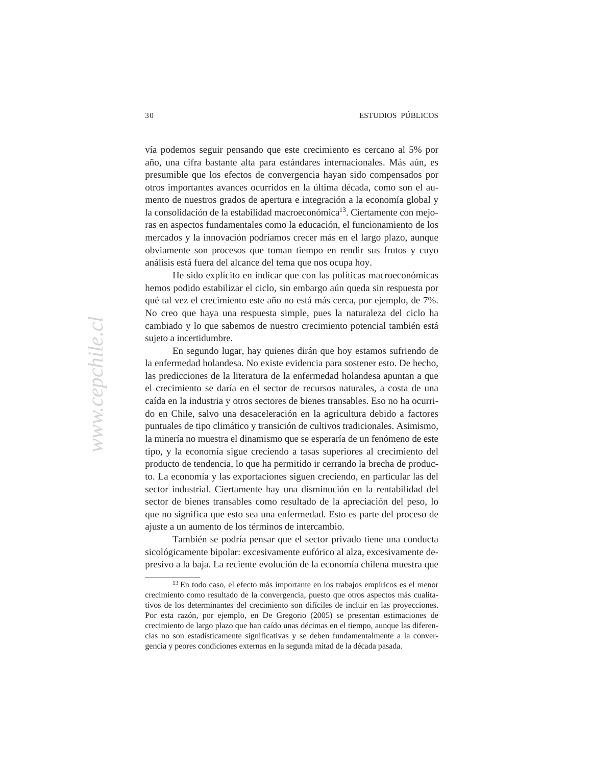vía podemos seguir pensando que este crecimiento es cercano al 5% por año, una cifra bastante alta para estándares internacionales. Más aún, es presumible que los efectos de convergencia hayan sido compensados por otros importantes avances ocurridos en la última década, como son el aumento de nuestros grados de apertura e integración a la economía global y la consolidación de la estabilidad macroeconómica[13]. Ciertamente con mejoras en aspectos fundamentales como la educación, el funcionamiento de los mercados y la innovación podríamos crecer más en el largo plazo, aunque obviamente son procesos que toman tiempo en rendir sus frutos y cuyo análisis está fuera del alcance del tema que nos ocupa hoy.

He sido explícito en indicar que con las políticas macroeconómicas hemos podido estabilizar el ciclo, sin embargo aún queda sin respuesta por qué tal vez el crecimiento este año no está más cerca, por ejemplo, de 7%. No creo que haya una respuesta simple, pues la naturaleza del ciclo ha cambiado y lo que sabemos de nuestro crecimiento potencial también está sujeto a incertidumbre.

En segundo lugar, hay quienes dirán que hoy estamos sufriendo de la enfermedad holandesa. No existe evidencia para sostener esto. De hecho, las predicciones de la literatura de la enfermedad holandesa apuntan a que el crecimiento se daría en el sector de recursos naturales, a costa de una caída en la industria y otros sectores de bienes transables. Eso no ha ocurrido en Chile, salvo una desaceleración en la agricultura debido a factores puntuales de tipo climático y transición de cultivos tradicionales. Asimismo, la minería no muestra el dinamismo que se esperaría de un fenómeno de este tipo, y la economía sigue creciendo a tasas superiores al crecimiento del producto de tendencia, lo que ha permitido ir cerrando la brecha de producto. La economía y las exportaciones siguen creciendo, en particular las del sector industrial. Ciertamente hay una disminución en la rentabilidad del sector de bienes transables como resultado de la apreciación del peso, lo que no significa que esto sea una enfermedad. Esto es parte del proceso de ajuste a un aumento de los términos de intercambio.

También se podría pensar que el sector privado tiene una conducta sicológicamente bipolar: excesivamente eufórico al alza, excesivamente depresivo a la baja. La reciente evolución de la economía chilena muestra que

---

[13] En todo caso, el efecto más importante en los trabajos empíricos es el menor crecimiento como resultado de la convergencia, puesto que otros aspectos más cualitativos de los determinantes del crecimiento son difíciles de incluir en las proyecciones. Por esta razón, por ejemplo, en De Gregorio (2005) se presentan estimaciones de crecimiento de largo plazo que han caído unas décimas en el tiempo, aunque las diferencias no son estadísticamente significativas y se deben fundamentalmente a la convergencia y peores condiciones externas en la segunda mitad de la década pasada.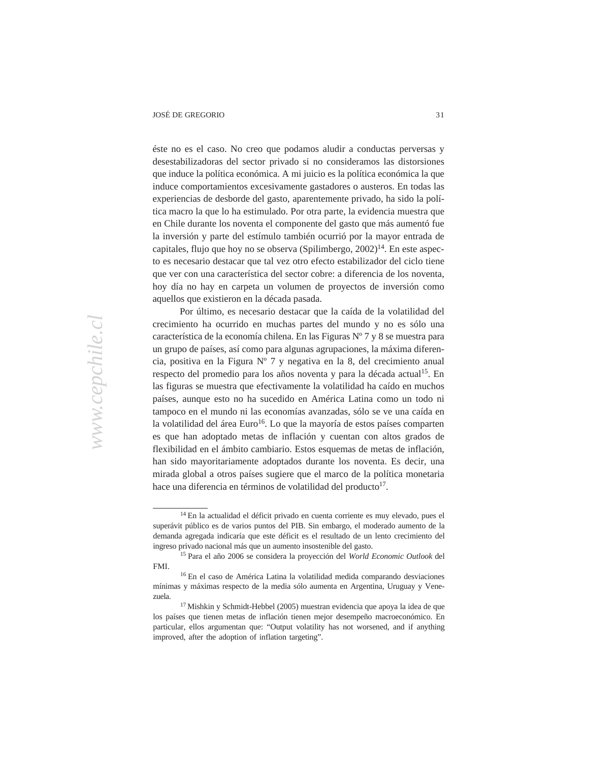éste no es el caso. No creo que podamos aludir a conductas perversas y desestabilizadoras del sector privado si no consideramos las distorsiones que induce la política económica. A mi juicio es la política económica la que induce comportamientos excesivamente gastadores o austeros. En todas las experiencias de desborde del gasto, aparentemente privado, ha sido la política macro la que lo ha estimulado. Por otra parte, la evidencia muestra que en Chile durante los noventa el componente del gasto que más aumentó fue la inversión y parte del estímulo también ocurrió por la mayor entrada de capitales, flujo que hoy no se observa (Spilimbergo, 2002)[14]. En este aspecto es necesario destacar que tal vez otro efecto estabilizador del ciclo tiene que ver con una característica del sector cobre: a diferencia de los noventa, hoy día no hay en carpeta un volumen de proyectos de inversión como aquellos que existieron en la década pasada.

Por último, es necesario destacar que la caída de la volatilidad del crecimiento ha ocurrido en muchas partes del mundo y no es sólo una característica de la economía chilena. En las Figuras Nº 7 y 8 se muestra para un grupo de países, así como para algunas agrupaciones, la máxima diferencia, positiva en la Figura Nº 7 y negativa en la 8, del crecimiento anual respecto del promedio para los años noventa y para la década actual[15]. En las figuras se muestra que efectivamente la volatilidad ha caído en muchos países, aunque esto no ha sucedido en América Latina como un todo ni tampoco en el mundo ni las economías avanzadas, sólo se ve una caída en la volatilidad del área Euro[16]. Lo que la mayoría de estos países comparten es que han adoptado metas de inflación y cuentan con altos grados de flexibilidad en el ámbito cambiario. Estos esquemas de metas de inflación, han sido mayoritariamente adoptados durante los noventa. Es decir, una mirada global a otros países sugiere que el marco de la política monetaria hace una diferencia en términos de volatilidad del producto[17].

---

[14] En la actualidad el déficit privado en cuenta corriente es muy elevado, pues el superávit público es de varios puntos del PIB. Sin embargo, el moderado aumento de la demanda agregada indicaría que este déficit es el resultado de un lento crecimiento del ingreso privado nacional más que un aumento insostenible del gasto.

[15] Para el año 2006 se considera la proyección del *World Economic Outlook* del FMI.

[16] En el caso de América Latina la volatilidad medida comparando desviaciones mínimas y máximas respecto de la media sólo aumenta en Argentina, Uruguay y Venezuela.

[17] Mishkin y Schmidt-Hebbel (2005) muestran evidencia que apoya la idea de que los países que tienen metas de inflación tienen mejor desempeño macroeconómico. En particular, ellos argumentan que: "Output volatility has not worsened, and if anything improved, after the adoption of inflation targeting".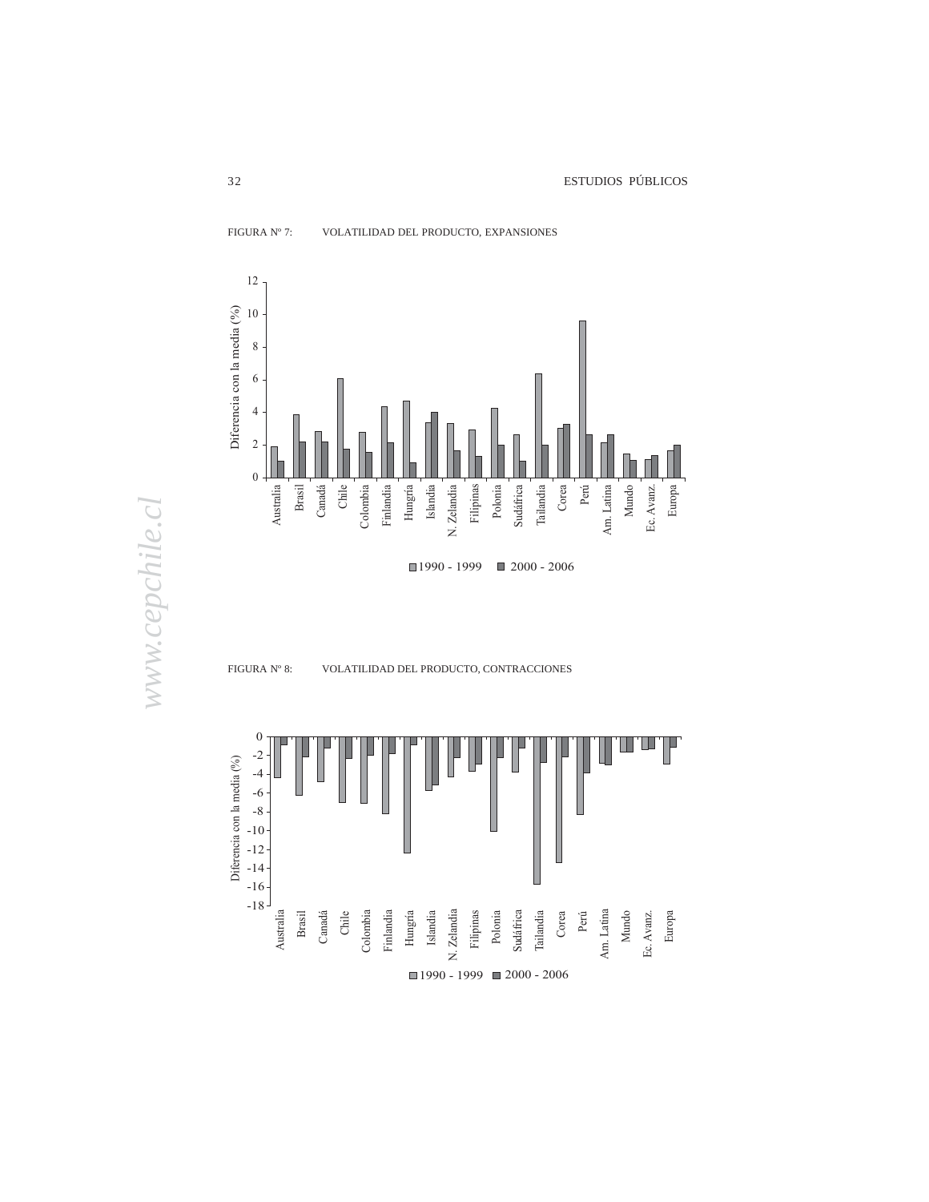FIGURA Nº 7: VOLATILIDAD DEL PRODUCTO, EXPANSIONES

FIGURA Nº 8: VOLATILIDAD DEL PRODUCTO, CONTRACCIONES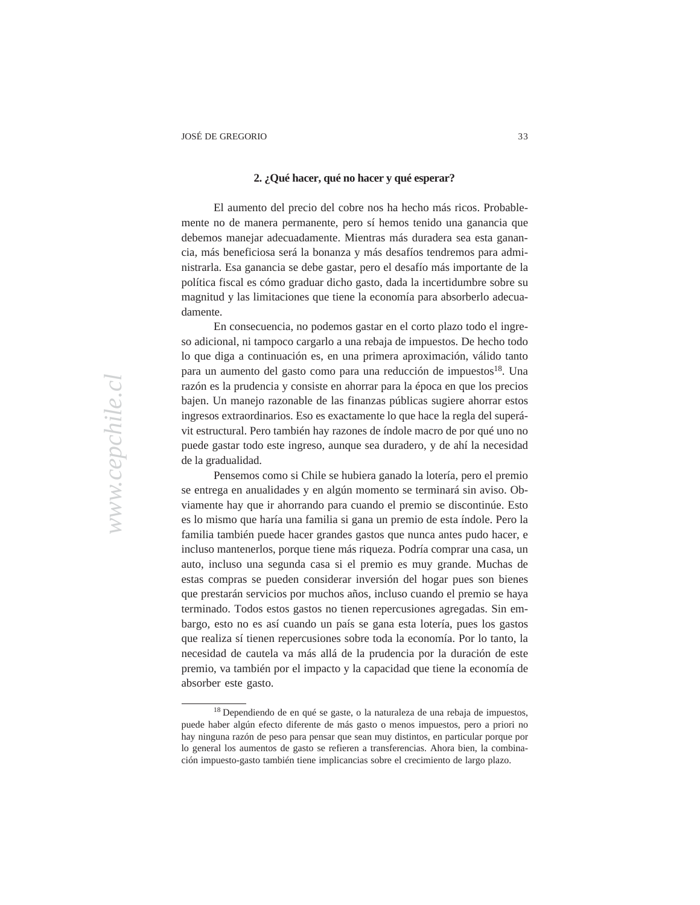## 2. ¿Qué hacer, qué no hacer y qué esperar?

El aumento del precio del cobre nos ha hecho más ricos. Probablemente no de manera permanente, pero sí hemos tenido una ganancia que debemos manejar adecuadamente. Mientras más duradera sea esta ganancia, más beneficiosa será la bonanza y más desafíos tendremos para administrarla. Esa ganancia se debe gastar, pero el desafío más importante de la política fiscal es cómo graduar dicho gasto, dada la incertidumbre sobre su magnitud y las limitaciones que tiene la economía para absorberlo adecuadamente.

En consecuencia, no podemos gastar en el corto plazo todo el ingreso adicional, ni tampoco cargarlo a una rebaja de impuestos. De hecho todo lo que diga a continuación es, en una primera aproximación, válido tanto para un aumento del gasto como para una reducción de impuestos[18]. Una razón es la prudencia y consiste en ahorrar para la época en que los precios bajen. Un manejo razonable de las finanzas públicas sugiere ahorrar estos ingresos extraordinarios. Eso es exactamente lo que hace la regla del superávit estructural. Pero también hay razones de índole macro de por qué uno no puede gastar todo este ingreso, aunque sea duradero, y de ahí la necesidad de la gradualidad.

Pensemos como si Chile se hubiera ganado la lotería, pero el premio se entrega en anualidades y en algún momento se terminará sin aviso. Obviamente hay que ir ahorrando para cuando el premio se discontinúe. Esto es lo mismo que haría una familia si gana un premio de esta índole. Pero la familia también puede hacer grandes gastos que nunca antes pudo hacer, e incluso mantenerlos, porque tiene más riqueza. Podría comprar una casa, un auto, incluso una segunda casa si el premio es muy grande. Muchas de estas compras se pueden considerar inversión del hogar pues son bienes que prestarán servicios por muchos años, incluso cuando el premio se haya terminado. Todos estos gastos no tienen repercusiones agregadas. Sin embargo, esto no es así cuando un país se gana esta lotería, pues los gastos que realiza sí tienen repercusiones sobre toda la economía. Por lo tanto, la necesidad de cautela va más allá de la prudencia por la duración de este premio, va también por el impacto y la capacidad que tiene la economía de absorber este gasto.

---

[18] Dependiendo de en qué se gaste, o la naturaleza de una rebaja de impuestos, puede haber algún efecto diferente de más gasto o menos impuestos, pero a priori no hay ninguna razón de peso para pensar que sean muy distintos, en particular porque por lo general los aumentos de gasto se refieren a transferencias. Ahora bien, la combinación impuesto-gasto también tiene implicancias sobre el crecimiento de largo plazo.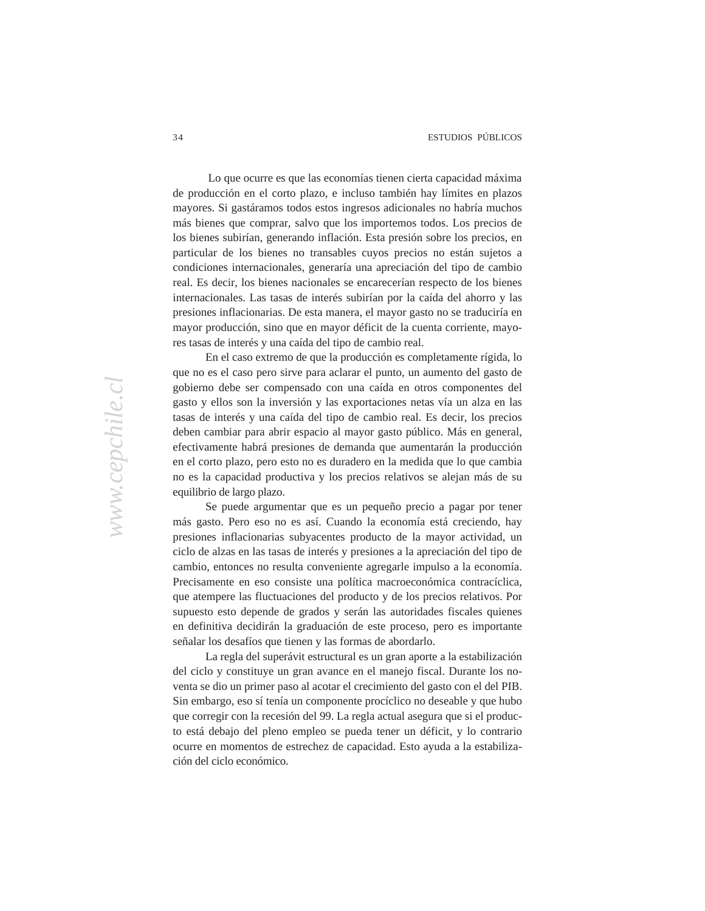Lo que ocurre es que las economías tienen cierta capacidad máxima de producción en el corto plazo, e incluso también hay límites en plazos mayores. Si gastáramos todos estos ingresos adicionales no habría muchos más bienes que comprar, salvo que los importemos todos. Los precios de los bienes subirían, generando inflación. Esta presión sobre los precios, en particular de los bienes no transables cuyos precios no están sujetos a condiciones internacionales, generaría una apreciación del tipo de cambio real. Es decir, los bienes nacionales se encarecerían respecto de los bienes internacionales. Las tasas de interés subirían por la caída del ahorro y las presiones inflacionarias. De esta manera, el mayor gasto no se traduciría en mayor producción, sino que en mayor déficit de la cuenta corriente, mayores tasas de interés y una caída del tipo de cambio real.

En el caso extremo de que la producción es completamente rígida, lo que no es el caso pero sirve para aclarar el punto, un aumento del gasto de gobierno debe ser compensado con una caída en otros componentes del gasto y ellos son la inversión y las exportaciones netas vía un alza en las tasas de interés y una caída del tipo de cambio real. Es decir, los precios deben cambiar para abrir espacio al mayor gasto público. Más en general, efectivamente habrá presiones de demanda que aumentarán la producción en el corto plazo, pero esto no es duradero en la medida que lo que cambia no es la capacidad productiva y los precios relativos se alejan más de su equilibrio de largo plazo.

Se puede argumentar que es un pequeño precio a pagar por tener más gasto. Pero eso no es así. Cuando la economía está creciendo, hay presiones inflacionarias subyacentes producto de la mayor actividad, un ciclo de alzas en las tasas de interés y presiones a la apreciación del tipo de cambio, entonces no resulta conveniente agregarle impulso a la economía. Precisamente en eso consiste una política macroeconómica contracíclica, que atempere las fluctuaciones del producto y de los precios relativos. Por supuesto esto depende de grados y serán las autoridades fiscales quienes en definitiva decidirán la graduación de este proceso, pero es importante señalar los desafíos que tienen y las formas de abordarlo.

La regla del superávit estructural es un gran aporte a la estabilización del ciclo y constituye un gran avance en el manejo fiscal. Durante los noventa se dio un primer paso al acotar el crecimiento del gasto con el del PIB. Sin embargo, eso sí tenía un componente procíclico no deseable y que hubo que corregir con la recesión del 99. La regla actual asegura que si el producto está debajo del pleno empleo se pueda tener un déficit, y lo contrario ocurre en momentos de estrechez de capacidad. Esto ayuda a la estabilización del ciclo económico.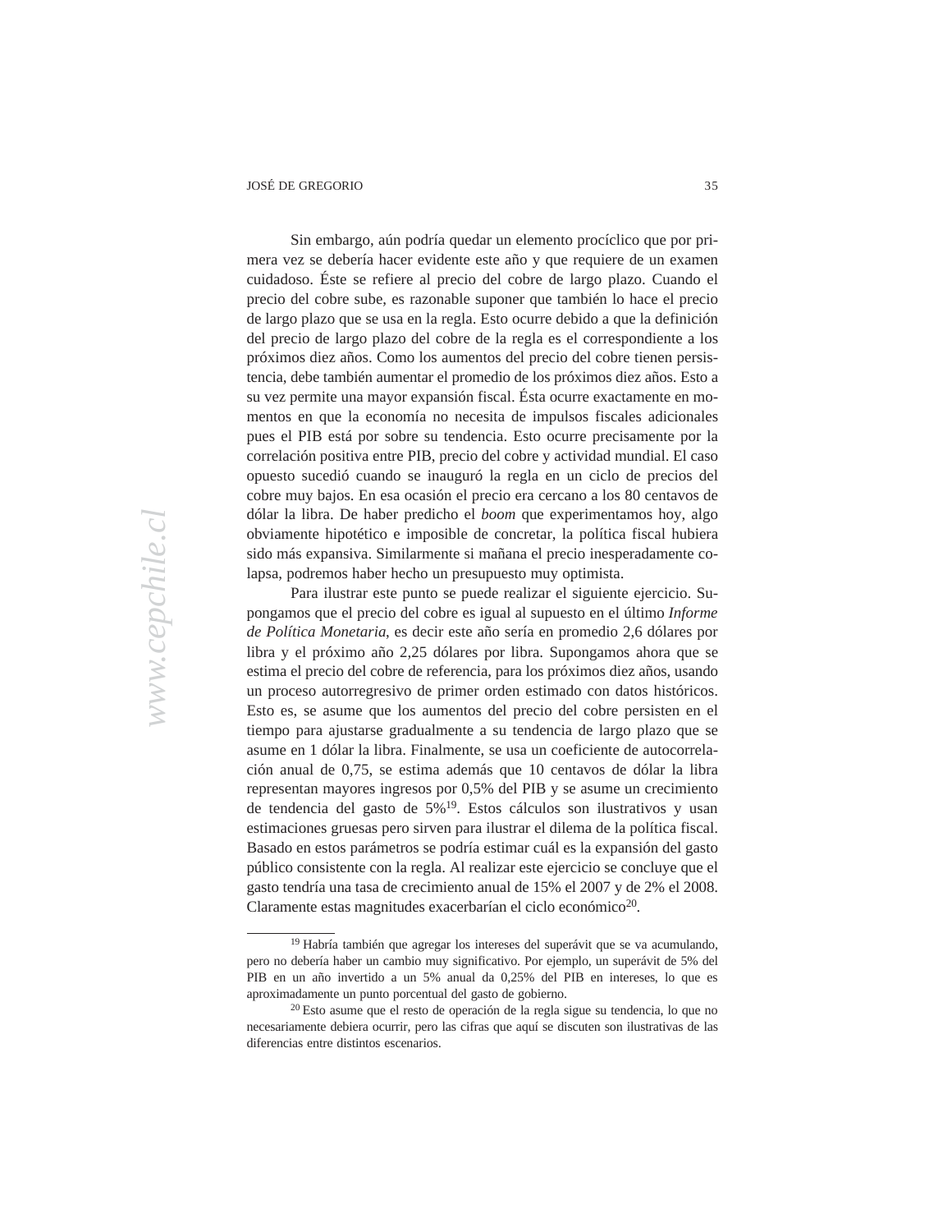Sin embargo, aún podría quedar un elemento procíclico que por primera vez se debería hacer evidente este año y que requiere de un examen cuidadoso. Éste se refiere al precio del cobre de largo plazo. Cuando el precio del cobre sube, es razonable suponer que también lo hace el precio de largo plazo que se usa en la regla. Esto ocurre debido a que la definición del precio de largo plazo del cobre de la regla es el correspondiente a los próximos diez años. Como los aumentos del precio del cobre tienen persistencia, debe también aumentar el promedio de los próximos diez años. Esto a su vez permite una mayor expansión fiscal. Ésta ocurre exactamente en momentos en que la economía no necesita de impulsos fiscales adicionales pues el PIB está por sobre su tendencia. Esto ocurre precisamente por la correlación positiva entre PIB, precio del cobre y actividad mundial. El caso opuesto sucedió cuando se inauguró la regla en un ciclo de precios del cobre muy bajos. En esa ocasión el precio era cercano a los 80 centavos de dólar la libra. De haber predicho el *boom* que experimentamos hoy, algo obviamente hipotético e imposible de concretar, la política fiscal hubiera sido más expansiva. Similarmente si mañana el precio inesperadamente colapsa, podremos haber hecho un presupuesto muy optimista.

Para ilustrar este punto se puede realizar el siguiente ejercicio. Supongamos que el precio del cobre es igual al supuesto en el último *Informe de Política Monetaria*, es decir este año sería en promedio 2,6 dólares por libra y el próximo año 2,25 dólares por libra. Supongamos ahora que se estima el precio del cobre de referencia, para los próximos diez años, usando un proceso autorregresivo de primer orden estimado con datos históricos. Esto es, se asume que los aumentos del precio del cobre persisten en el tiempo para ajustarse gradualmente a su tendencia de largo plazo que se asume en 1 dólar la libra. Finalmente, se usa un coeficiente de autocorrelación anual de 0,75, se estima además que 10 centavos de dólar la libra representan mayores ingresos por 0,5% del PIB y se asume un crecimiento de tendencia del gasto de 5%[19]. Estos cálculos son ilustrativos y usan estimaciones gruesas pero sirven para ilustrar el dilema de la política fiscal. Basado en estos parámetros se podría estimar cuál es la expansión del gasto público consistente con la regla. Al realizar este ejercicio se concluye que el gasto tendría una tasa de crecimiento anual de 15% el 2007 y de 2% el 2008. Claramente estas magnitudes exacerbarían el ciclo económico[20].

---

[19] Habría también que agregar los intereses del superávit que se va acumulando, pero no debería haber un cambio muy significativo. Por ejemplo, un superávit de 5% del PIB en un año invertido a un 5% anual da 0,25% del PIB en intereses, lo que es aproximadamente un punto porcentual del gasto de gobierno.

[20] Esto asume que el resto de operación de la regla sigue su tendencia, lo que no necesariamente debiera ocurrir, pero las cifras que aquí se discuten son ilustrativas de las diferencias entre distintos escenarios.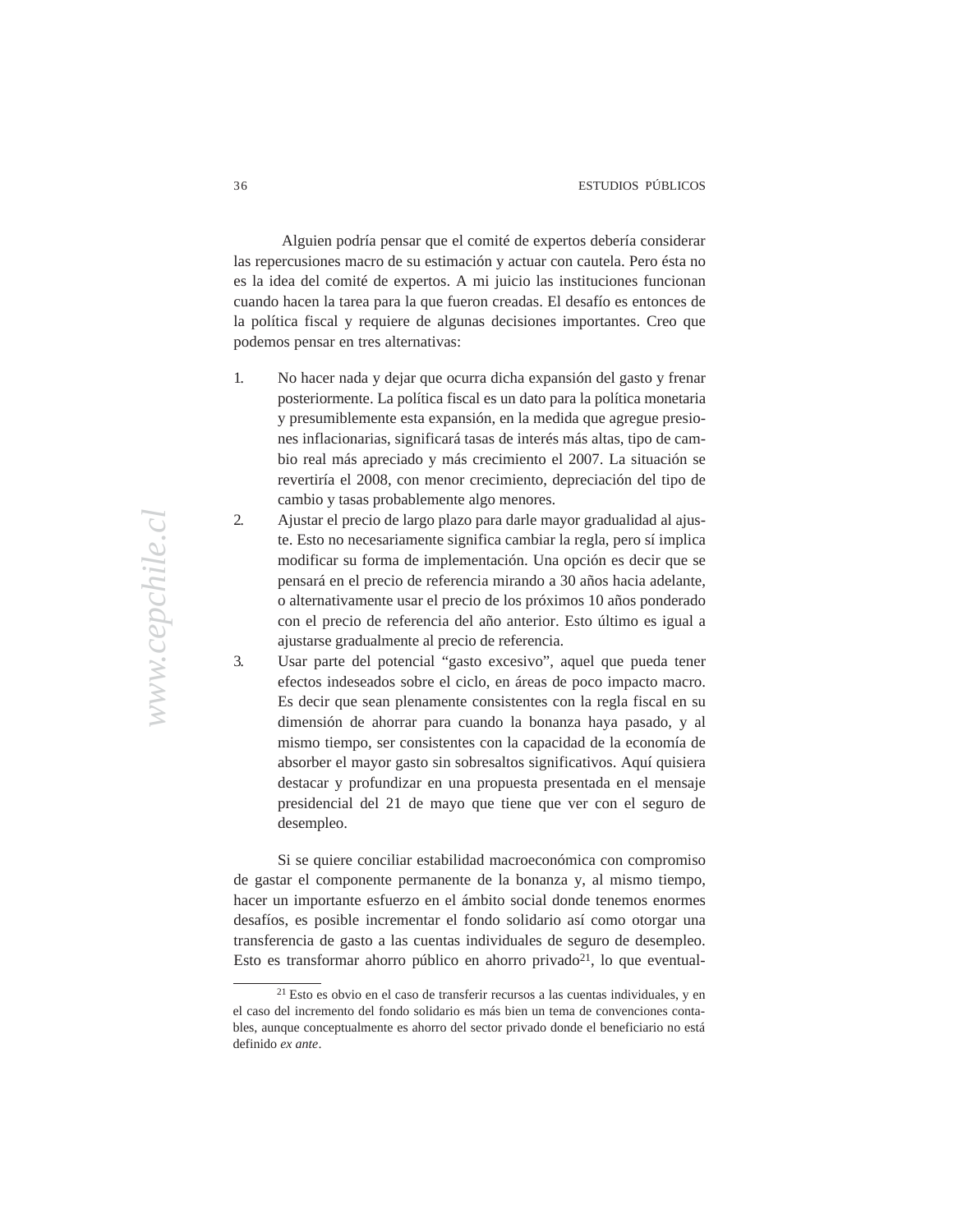Alguien podría pensar que el comité de expertos debería considerar las repercusiones macro de su estimación y actuar con cautela. Pero ésta no es la idea del comité de expertos. A mi juicio las instituciones funcionan cuando hacen la tarea para la que fueron creadas. El desafío es entonces de la política fiscal y requiere de algunas decisiones importantes. Creo que podemos pensar en tres alternativas:

1. No hacer nada y dejar que ocurra dicha expansión del gasto y frenar posteriormente. La política fiscal es un dato para la política monetaria y presumiblemente esta expansión, en la medida que agregue presiones inflacionarias, significará tasas de interés más altas, tipo de cambio real más apreciado y más crecimiento el 2007. La situación se revertiría el 2008, con menor crecimiento, depreciación del tipo de cambio y tasas probablemente algo menores.
2. Ajustar el precio de largo plazo para darle mayor gradualidad al ajuste. Esto no necesariamente significa cambiar la regla, pero sí implica modificar su forma de implementación. Una opción es decir que se pensará en el precio de referencia mirando a 30 años hacia adelante, o alternativamente usar el precio de los próximos 10 años ponderado con el precio de referencia del año anterior. Esto último es igual a ajustarse gradualmente al precio de referencia.
3. Usar parte del potencial "gasto excesivo", aquel que pueda tener efectos indeseados sobre el ciclo, en áreas de poco impacto macro. Es decir que sean plenamente consistentes con la regla fiscal en su dimensión de ahorrar para cuando la bonanza haya pasado, y al mismo tiempo, ser consistentes con la capacidad de la economía de absorber el mayor gasto sin sobresaltos significativos. Aquí quisiera destacar y profundizar en una propuesta presentada en el mensaje presidencial del 21 de mayo que tiene que ver con el seguro de desempleo.

Si se quiere conciliar estabilidad macroeconómica con compromiso de gastar el componente permanente de la bonanza y, al mismo tiempo, hacer un importante esfuerzo en el ámbito social donde tenemos enormes desafíos, es posible incrementar el fondo solidario así como otorgar una transferencia de gasto a las cuentas individuales de seguro de desempleo. Esto es transformar ahorro público en ahorro privado[21], lo que eventual-

[21] Esto es obvio en el caso de transferir recursos a las cuentas individuales, y en el caso del incremento del fondo solidario es más bien un tema de convenciones contables, aunque conceptualmente es ahorro del sector privado donde el beneficiario no está definido *ex ante*.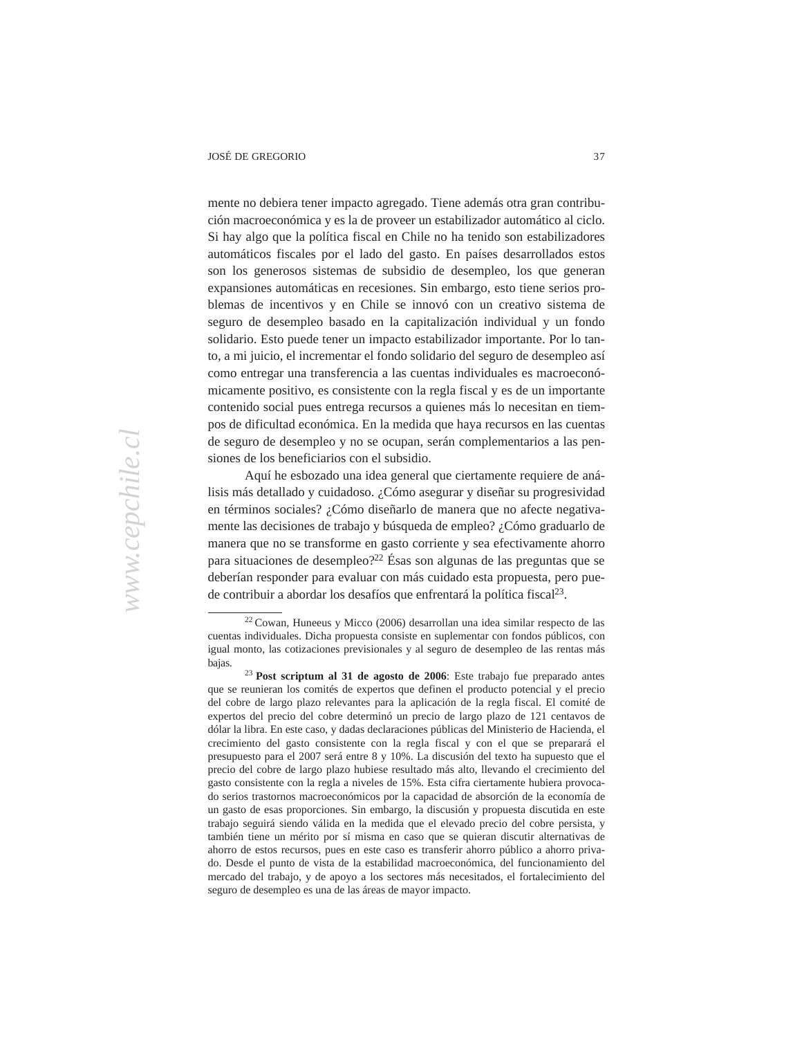mente no debiera tener impacto agregado. Tiene además otra gran contribución macroeconómica y es la de proveer un estabilizador automático al ciclo. Si hay algo que la política fiscal en Chile no ha tenido son estabilizadores automáticos fiscales por el lado del gasto. En países desarrollados estos son los generosos sistemas de subsidio de desempleo, los que generan expansiones automáticas en recesiones. Sin embargo, esto tiene serios problemas de incentivos y en Chile se innovó con un creativo sistema de seguro de desempleo basado en la capitalización individual y un fondo solidario. Esto puede tener un impacto estabilizador importante. Por lo tanto, a mi juicio, el incrementar el fondo solidario del seguro de desempleo así como entregar una transferencia a las cuentas individuales es macroeconómicamente positivo, es consistente con la regla fiscal y es de un importante contenido social pues entrega recursos a quienes más lo necesitan en tiempos de dificultad económica. En la medida que haya recursos en las cuentas de seguro de desempleo y no se ocupan, serán complementarios a las pensiones de los beneficiarios con el subsidio.

Aquí he esbozado una idea general que ciertamente requiere de análisis más detallado y cuidadoso. ¿Cómo asegurar y diseñar su progresividad en términos sociales? ¿Cómo diseñarlo de manera que no afecte negativamente las decisiones de trabajo y búsqueda de empleo? ¿Cómo graduarlo de manera que no se transforme en gasto corriente y sea efectivamente ahorro para situaciones de desempleo?[22] Ésas son algunas de las preguntas que se deberían responder para evaluar con más cuidado esta propuesta, pero puede contribuir a abordar los desafíos que enfrentará la política fiscal[23].

---

[22] Cowan, Huneeus y Micco (2006) desarrollan una idea similar respecto de las cuentas individuales. Dicha propuesta consiste en suplementar con fondos públicos, con igual monto, las cotizaciones previsionales y al seguro de desempleo de las rentas más bajas.

[23] **Post scriptum al 31 de agosto de 2006**: Este trabajo fue preparado antes que se reunieran los comités de expertos que definen el producto potencial y el precio del cobre de largo plazo relevantes para la aplicación de la regla fiscal. El comité de expertos del precio del cobre determinó un precio de largo plazo de 121 centavos de dólar la libra. En este caso, y dadas declaraciones públicas del Ministerio de Hacienda, el crecimiento del gasto consistente con la regla fiscal y con el que se preparará el presupuesto para el 2007 será entre 8 y 10%. La discusión del texto ha supuesto que el precio del cobre de largo plazo hubiese resultado más alto, llevando el crecimiento del gasto consistente con la regla a niveles de 15%. Esta cifra ciertamente hubiera provocado serios trastornos macroeconómicos por la capacidad de absorción de la economía de un gasto de esas proporciones. Sin embargo, la discusión y propuesta discutida en este trabajo seguirá siendo válida en la medida que el elevado precio del cobre persista, y también tiene un mérito por sí misma en caso que se quieran discutir alternativas de ahorro de estos recursos, pues en este caso es transferir ahorro público a ahorro privado. Desde el punto de vista de la estabilidad macroeconómica, del funcionamiento del mercado del trabajo, y de apoyo a los sectores más necesitados, el fortalecimiento del seguro de desempleo es una de las áreas de mayor impacto.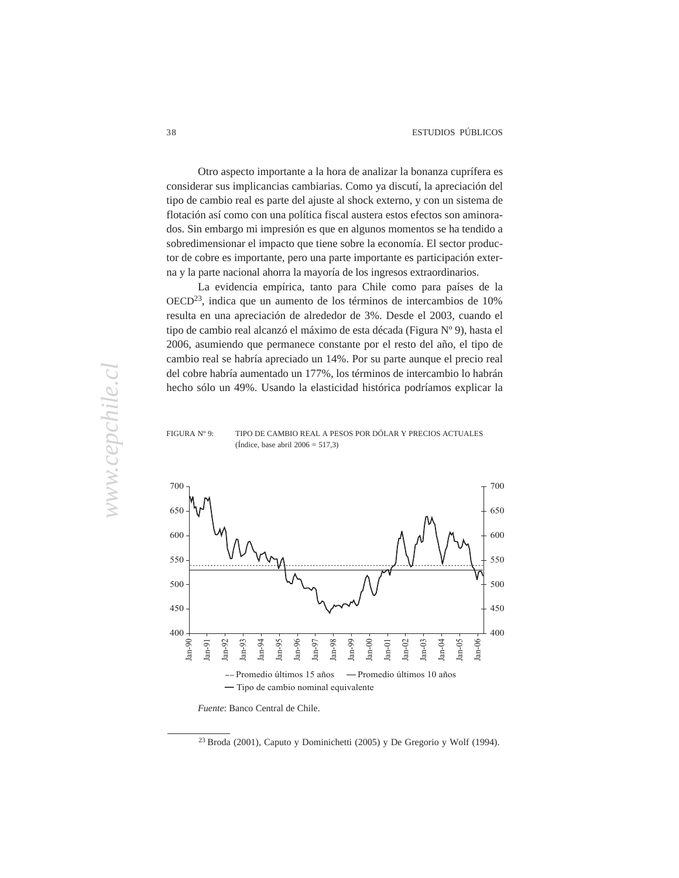Otro aspecto importante a la hora de analizar la bonanza cuprífera es considerar sus implicancias cambiarias. Como ya discutí, la apreciación del tipo de cambio real es parte del ajuste al shock externo, y con un sistema de flotación así como con una política fiscal austera estos efectos son aminorados. Sin embargo mi impresión es que en algunos momentos se ha tendido a sobredimensionar el impacto que tiene sobre la economía. El sector productor de cobre es importante, pero una parte importante es participación externa y la parte nacional ahorra la mayoría de los ingresos extraordinarios.

La evidencia empírica, tanto para Chile como para países de la OECD[23], indica que un aumento de los términos de intercambios de 10% resulta en una apreciación de alrededor de 3%. Desde el 2003, cuando el tipo de cambio real alcanzó el máximo de esta década (Figura Nº 9), hasta el 2006, asumiendo que permanece constante por el resto del año, el tipo de cambio real se habría apreciado un 14%. Por su parte aunque el precio real del cobre habría aumentado un 177%, los términos de intercambio lo habrán hecho sólo un 49%. Usando la elasticidad histórica podríamos explicar la

FIGURA Nº 9: TIPO DE CAMBIO REAL A PESOS POR DÓLAR Y PRECIOS ACTUALES (Índice, base abril 2006 = 517,3)

-- Promedio últimos 15 años — Promedio últimos 10 años
— Tipo de cambio nominal equivalente

*Fuente*: Banco Central de Chile.

[23] Broda (2001), Caputo y Dominichetti (2005) y De Gregorio y Wolf (1994).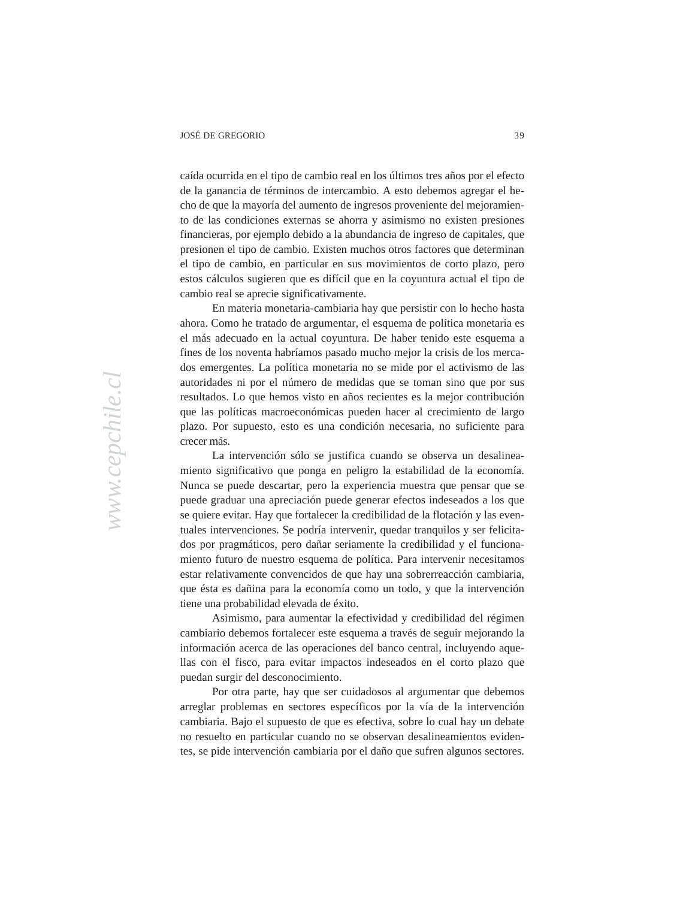caída ocurrida en el tipo de cambio real en los últimos tres años por el efecto de la ganancia de términos de intercambio. A esto debemos agregar el hecho de que la mayoría del aumento de ingresos proveniente del mejoramiento de las condiciones externas se ahorra y asimismo no existen presiones financieras, por ejemplo debido a la abundancia de ingreso de capitales, que presionen el tipo de cambio. Existen muchos otros factores que determinan el tipo de cambio, en particular en sus movimientos de corto plazo, pero estos cálculos sugieren que es difícil que en la coyuntura actual el tipo de cambio real se aprecie significativamente.

En materia monetaria-cambiaria hay que persistir con lo hecho hasta ahora. Como he tratado de argumentar, el esquema de política monetaria es el más adecuado en la actual coyuntura. De haber tenido este esquema a fines de los noventa habríamos pasado mucho mejor la crisis de los mercados emergentes. La política monetaria no se mide por el activismo de las autoridades ni por el número de medidas que se toman sino que por sus resultados. Lo que hemos visto en años recientes es la mejor contribución que las políticas macroeconómicas pueden hacer al crecimiento de largo plazo. Por supuesto, esto es una condición necesaria, no suficiente para crecer más.

La intervención sólo se justifica cuando se observa un desalineamiento significativo que ponga en peligro la estabilidad de la economía. Nunca se puede descartar, pero la experiencia muestra que pensar que se puede graduar una apreciación puede generar efectos indeseados a los que se quiere evitar. Hay que fortalecer la credibilidad de la flotación y las eventuales intervenciones. Se podría intervenir, quedar tranquilos y ser felicitados por pragmáticos, pero dañar seriamente la credibilidad y el funcionamiento futuro de nuestro esquema de política. Para intervenir necesitamos estar relativamente convencidos de que hay una sobrerreacción cambiaria, que ésta es dañina para la economía como un todo, y que la intervención tiene una probabilidad elevada de éxito.

Asimismo, para aumentar la efectividad y credibilidad del régimen cambiario debemos fortalecer este esquema a través de seguir mejorando la información acerca de las operaciones del banco central, incluyendo aquellas con el fisco, para evitar impactos indeseados en el corto plazo que puedan surgir del desconocimiento.

Por otra parte, hay que ser cuidadosos al argumentar que debemos arreglar problemas en sectores específicos por la vía de la intervención cambiaria. Bajo el supuesto de que es efectiva, sobre lo cual hay un debate no resuelto en particular cuando no se observan desalineamientos evidentes, se pide intervención cambiaria por el daño que sufren algunos sectores.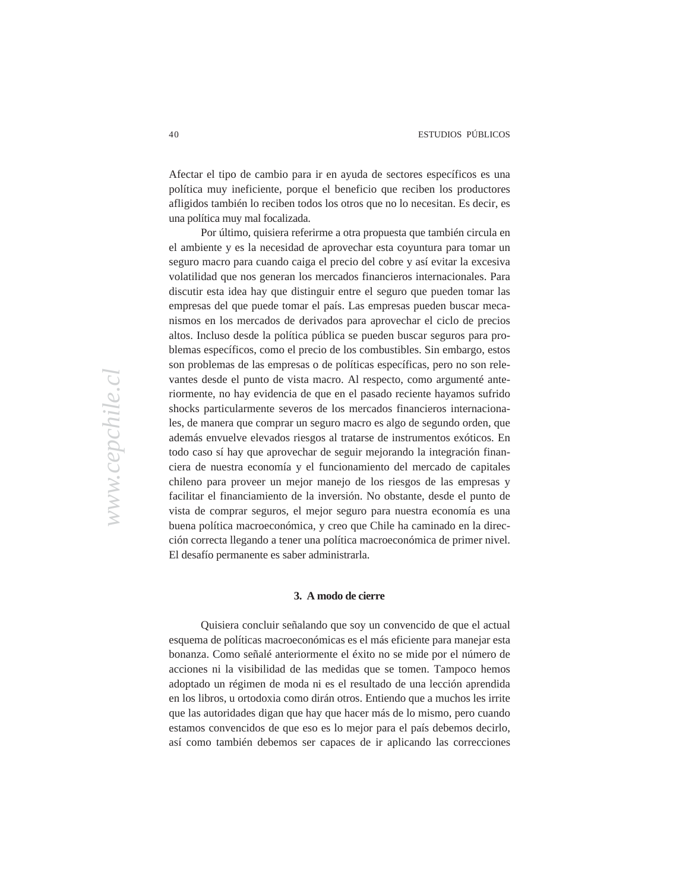Afectar el tipo de cambio para ir en ayuda de sectores específicos es una política muy ineficiente, porque el beneficio que reciben los productores afligidos también lo reciben todos los otros que no lo necesitan. Es decir, es una política muy mal focalizada.

Por último, quisiera referirme a otra propuesta que también circula en el ambiente y es la necesidad de aprovechar esta coyuntura para tomar un seguro macro para cuando caiga el precio del cobre y así evitar la excesiva volatilidad que nos generan los mercados financieros internacionales. Para discutir esta idea hay que distinguir entre el seguro que pueden tomar las empresas del que puede tomar el país. Las empresas pueden buscar mecanismos en los mercados de derivados para aprovechar el ciclo de precios altos. Incluso desde la política pública se pueden buscar seguros para problemas específicos, como el precio de los combustibles. Sin embargo, estos son problemas de las empresas o de políticas específicas, pero no son relevantes desde el punto de vista macro. Al respecto, como argumenté anteriormente, no hay evidencia de que en el pasado reciente hayamos sufrido shocks particularmente severos de los mercados financieros internacionales, de manera que comprar un seguro macro es algo de segundo orden, que además envuelve elevados riesgos al tratarse de instrumentos exóticos. En todo caso sí hay que aprovechar de seguir mejorando la integración financiera de nuestra economía y el funcionamiento del mercado de capitales chileno para proveer un mejor manejo de los riesgos de las empresas y facilitar el financiamiento de la inversión. No obstante, desde el punto de vista de comprar seguros, el mejor seguro para nuestra economía es una buena política macroeconómica, y creo que Chile ha caminado en la dirección correcta llegando a tener una política macroeconómica de primer nivel. El desafío permanente es saber administrarla.

### 3. A modo de cierre

Quisiera concluir señalando que soy un convencido de que el actual esquema de políticas macroeconómicas es el más eficiente para manejar esta bonanza. Como señalé anteriormente el éxito no se mide por el número de acciones ni la visibilidad de las medidas que se tomen. Tampoco hemos adoptado un régimen de moda ni es el resultado de una lección aprendida en los libros, u ortodoxia como dirán otros. Entiendo que a muchos les irrite que las autoridades digan que hay que hacer más de lo mismo, pero cuando estamos convencidos de que eso es lo mejor para el país debemos decirlo, así como también debemos ser capaces de ir aplicando las correcciones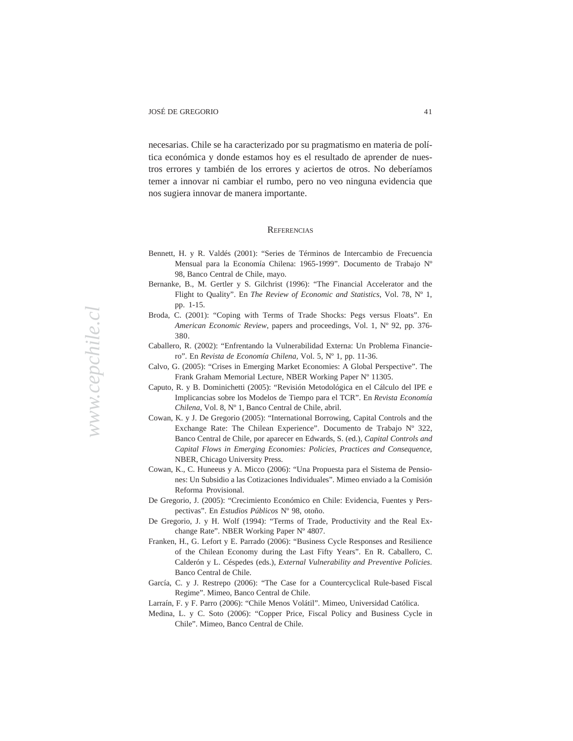necesarias. Chile se ha caracterizado por su pragmatismo en materia de política económica y donde estamos hoy es el resultado de aprender de nuestros errores y también de los errores y aciertos de otros. No deberíamos temer a innovar ni cambiar el rumbo, pero no veo ninguna evidencia que nos sugiera innovar de manera importante.

## Referencias

Bennett, H. y R. Valdés (2001): "Series de Términos de Intercambio de Frecuencia Mensual para la Economía Chilena: 1965-1999". Documento de Trabajo Nº 98, Banco Central de Chile, mayo.

Bernanke, B., M. Gertler y S. Gilchrist (1996): "The Financial Accelerator and the Flight to Quality". En *The Review of Economic and Statistics*, Vol. 78, Nº 1, pp. 1-15.

Broda, C. (2001): "Coping with Terms of Trade Shocks: Pegs versus Floats". En *American Economic Review*, papers and proceedings, Vol. 1, Nº 92, pp. 376-380.

Caballero, R. (2002): "Enfrentando la Vulnerabilidad Externa: Un Problema Financiero". En *Revista de Economía Chilena*, Vol. 5, Nº 1, pp. 11-36.

Calvo, G. (2005): "Crises in Emerging Market Economies: A Global Perspective". The Frank Graham Memorial Lecture, NBER Working Paper Nº 11305.

Caputo, R. y B. Dominichetti (2005): "Revisión Metodológica en el Cálculo del IPE e Implicancias sobre los Modelos de Tiempo para el TCR". En *Revista Economía Chilena*, Vol. 8, Nº 1, Banco Central de Chile, abril.

Cowan, K. y J. De Gregorio (2005): "International Borrowing, Capital Controls and the Exchange Rate: The Chilean Experience". Documento de Trabajo Nº 322, Banco Central de Chile, por aparecer en Edwards, S. (ed.), *Capital Controls and Capital Flows in Emerging Economies: Policies, Practices and Consequence*, NBER, Chicago University Press.

Cowan, K., C. Huneeus y A. Micco (2006): "Una Propuesta para el Sistema de Pensiones: Un Subsidio a las Cotizaciones Individuales". Mimeo enviado a la Comisión Reforma Provisional.

De Gregorio, J. (2005): "Crecimiento Económico en Chile: Evidencia, Fuentes y Perspectivas". En *Estudios Públicos* Nº 98, otoño.

De Gregorio, J. y H. Wolf (1994): "Terms of Trade, Productivity and the Real Exchange Rate". NBER Working Paper Nº 4807.

Franken, H., G. Lefort y E. Parrado (2006): "Business Cycle Responses and Resilience of the Chilean Economy during the Last Fifty Years". En R. Caballero, C. Calderón y L. Céspedes (eds.), *External Vulnerability and Preventive Policies*. Banco Central de Chile.

García, C. y J. Restrepo (2006): "The Case for a Countercyclical Rule-based Fiscal Regime". Mimeo, Banco Central de Chile.

Larraín, F. y F. Parro (2006): "Chile Menos Volátil". Mimeo, Universidad Católica.

Medina, L. y C. Soto (2006): "Copper Price, Fiscal Policy and Business Cycle in Chile". Mimeo, Banco Central de Chile.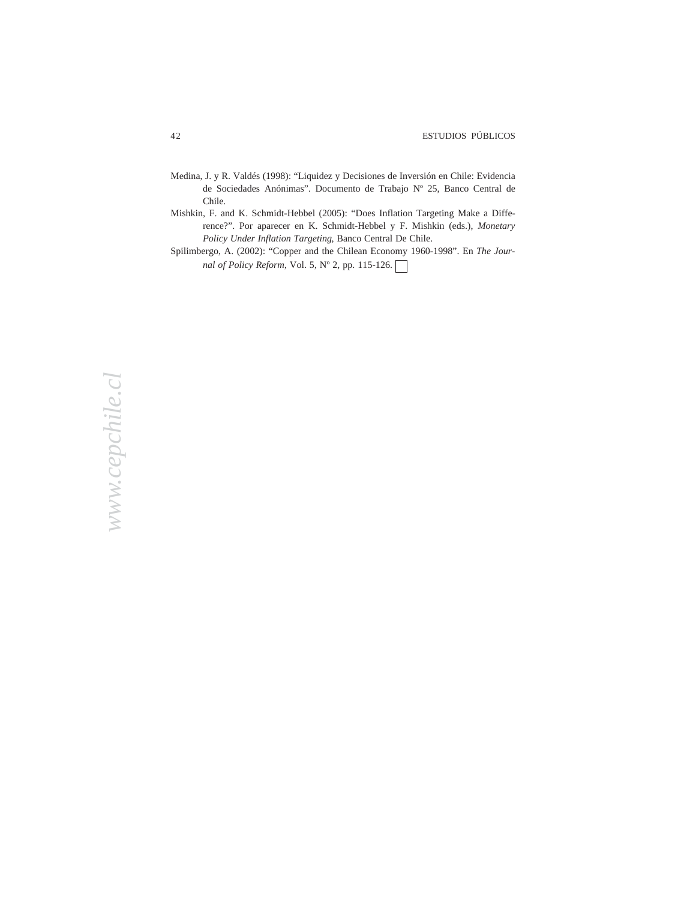Medina, J. y R. Valdés (1998): "Liquidez y Decisiones de Inversión en Chile: Evidencia de Sociedades Anónimas". Documento de Trabajo Nº 25, Banco Central de Chile.

Mishkin, F. and K. Schmidt-Hebbel (2005): "Does Inflation Targeting Make a Difference?". Por aparecer en K. Schmidt-Hebbel y F. Mishkin (eds.), *Monetary Policy Under Inflation Targeting*, Banco Central De Chile.

Spilimbergo, A. (2002): "Copper and the Chilean Economy 1960-1998". En *The Journal of Policy Reform*, Vol. 5, Nº 2, pp. 115-126.